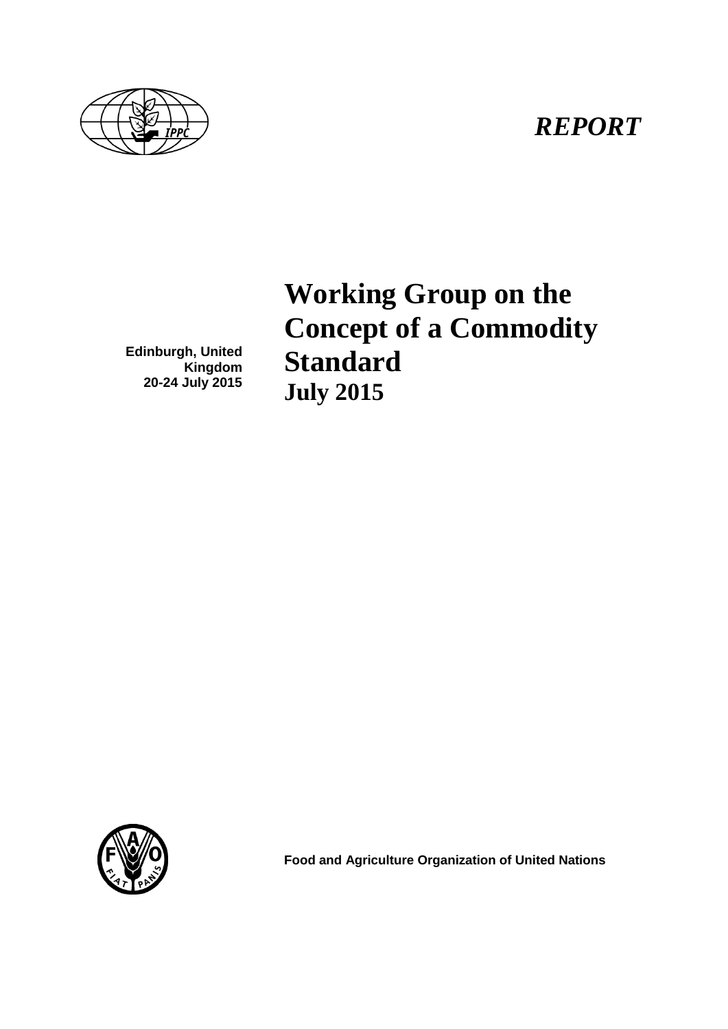*REPORT*

# Working Group on the Concept of a Commodity Standard

**July 2015**

**Edinburgh, United Kingdom**
**20-24 July 2015**

**Food and Agriculture Organization of United Nations**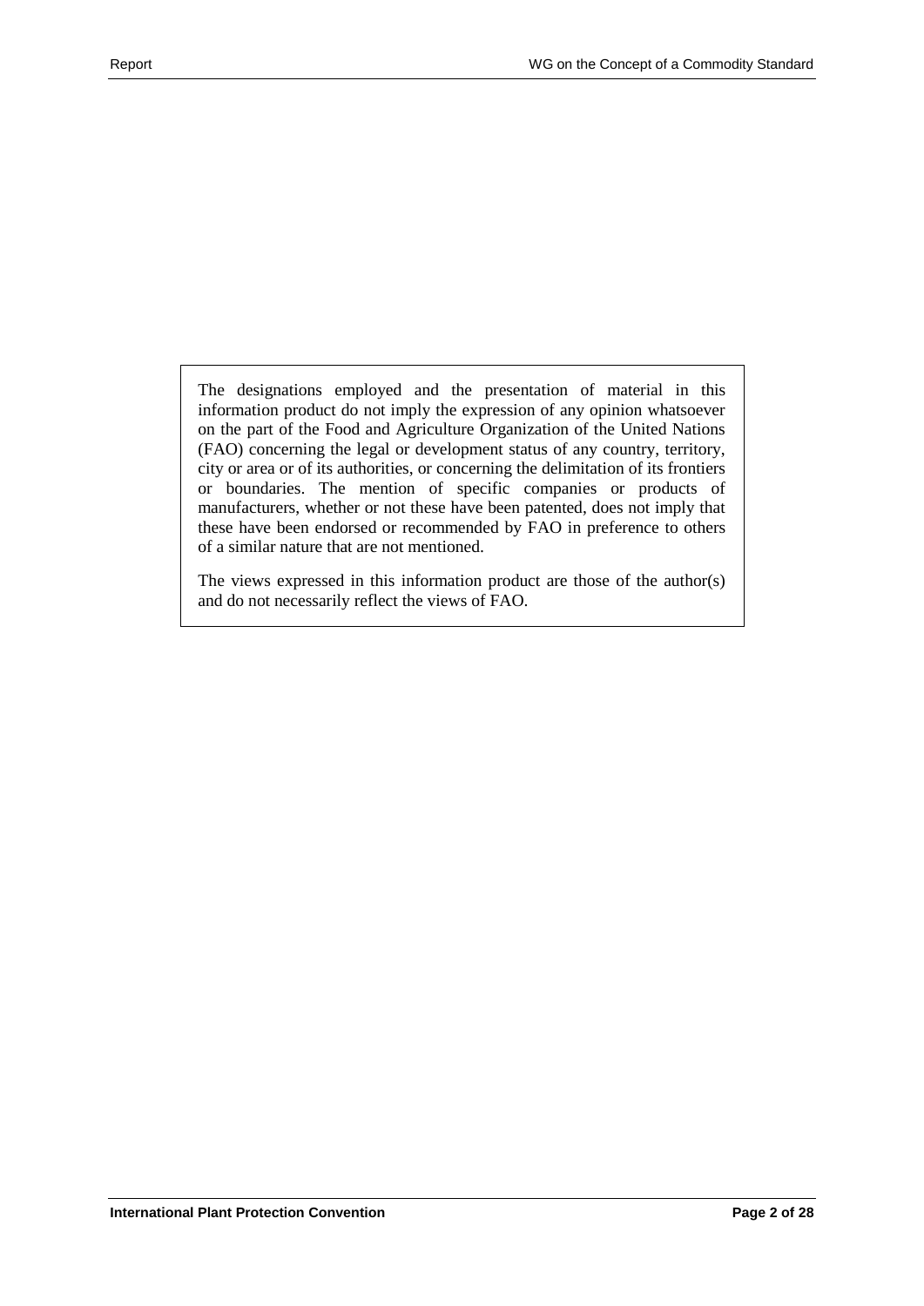The designations employed and the presentation of material in this information product do not imply the expression of any opinion whatsoever on the part of the Food and Agriculture Organization of the United Nations (FAO) concerning the legal or development status of any country, territory, city or area or of its authorities, or concerning the delimitation of its frontiers or boundaries. The mention of specific companies or products of manufacturers, whether or not these have been patented, does not imply that these have been endorsed or recommended by FAO in preference to others of a similar nature that are not mentioned.

The views expressed in this information product are those of the author(s) and do not necessarily reflect the views of FAO.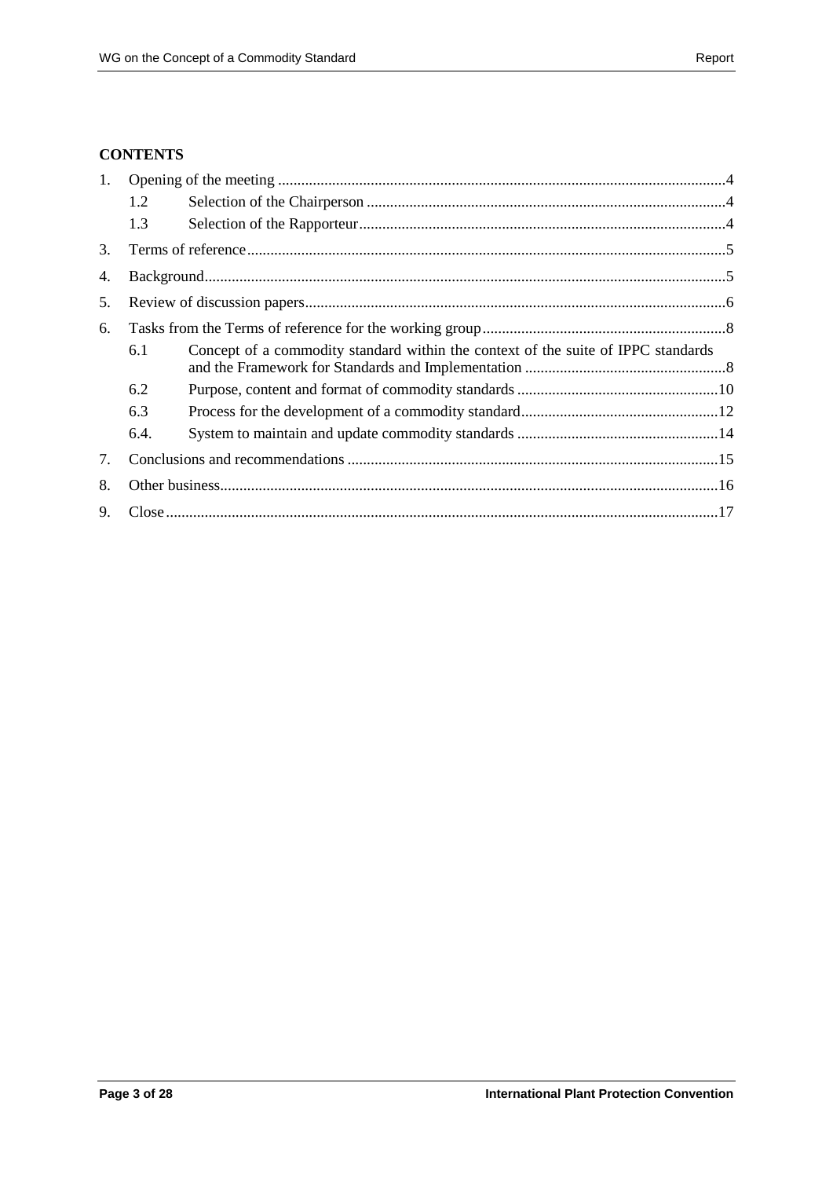**CONTENTS**

1. Opening of the meeting ....................................................................................................................4
   - 1.2 Selection of the Chairperson ..............................................................................................4
   - 1.3 Selection of the Rapporteur.................................................................................................4
3. Terms of reference............................................................................................................................5
4. Background.......................................................................................................................................5
5. Review of discussion papers..............................................................................................................6
6. Tasks from the Terms of reference for the working group..................................................................8
   - 6.1 Concept of a commodity standard within the context of the suite of IPPC standards and the Framework for Standards and Implementation .....................................................8
   - 6.2 Purpose, content and format of commodity standards .....................................................10
   - 6.3 Process for the development of a commodity standard....................................................12
   - 6.4. System to maintain and update commodity standards .....................................................14
7. Conclusions and recommendations ..................................................................................................15
8. Other business..................................................................................................................................16
9. Close................................................................................................................................................17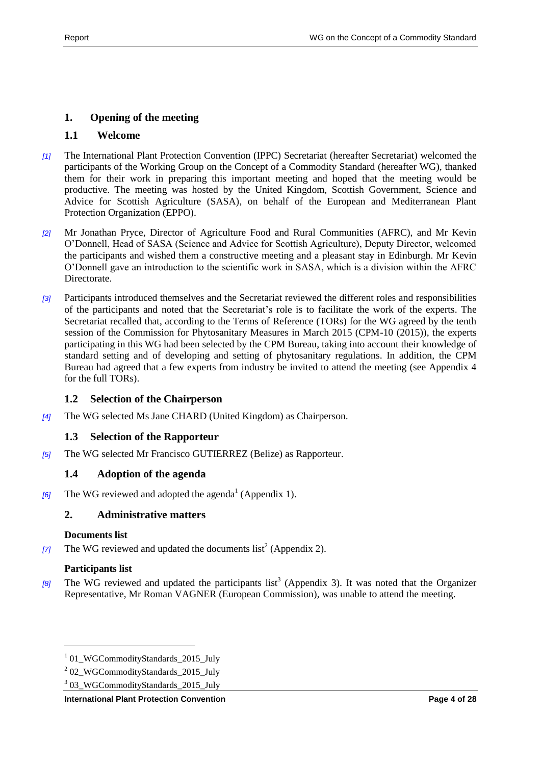## 1. Opening of the meeting

### 1.1 Welcome

*[1]* The International Plant Protection Convention (IPPC) Secretariat (hereafter Secretariat) welcomed the participants of the Working Group on the Concept of a Commodity Standard (hereafter WG), thanked them for their work in preparing this important meeting and hoped that the meeting would be productive. The meeting was hosted by the United Kingdom, Scottish Government, Science and Advice for Scottish Agriculture (SASA), on behalf of the European and Mediterranean Plant Protection Organization (EPPO).

*[2]* Mr Jonathan Pryce, Director of Agriculture Food and Rural Communities (AFRC), and Mr Kevin O'Donnell, Head of SASA (Science and Advice for Scottish Agriculture), Deputy Director, welcomed the participants and wished them a constructive meeting and a pleasant stay in Edinburgh. Mr Kevin O'Donnell gave an introduction to the scientific work in SASA, which is a division within the AFRC Directorate.

*[3]* Participants introduced themselves and the Secretariat reviewed the different roles and responsibilities of the participants and noted that the Secretariat's role is to facilitate the work of the experts. The Secretariat recalled that, according to the Terms of Reference (TORs) for the WG agreed by the tenth session of the Commission for Phytosanitary Measures in March 2015 (CPM-10 (2015)), the experts participating in this WG had been selected by the CPM Bureau, taking into account their knowledge of standard setting and of developing and setting of phytosanitary regulations. In addition, the CPM Bureau had agreed that a few experts from industry be invited to attend the meeting (see Appendix 4 for the full TORs).

### 1.2 Selection of the Chairperson

*[4]* The WG selected Ms Jane CHARD (United Kingdom) as Chairperson.

### 1.3 Selection of the Rapporteur

*[5]* The WG selected Mr Francisco GUTIERREZ (Belize) as Rapporteur.

### 1.4 Adoption of the agenda

*[6]* The WG reviewed and adopted the agenda[1] (Appendix 1).

## 2. Administrative matters

**Documents list**

*[7]* The WG reviewed and updated the documents list[2] (Appendix 2).

**Participants list**

*[8]* The WG reviewed and updated the participants list[3] (Appendix 3). It was noted that the Organizer Representative, Mr Roman VAGNER (European Commission), was unable to attend the meeting.

---

[1] 01_WGCommodityStandards_2015_July

[2] 02_WGCommodityStandards_2015_July

[3] 03_WGCommodityStandards_2015_July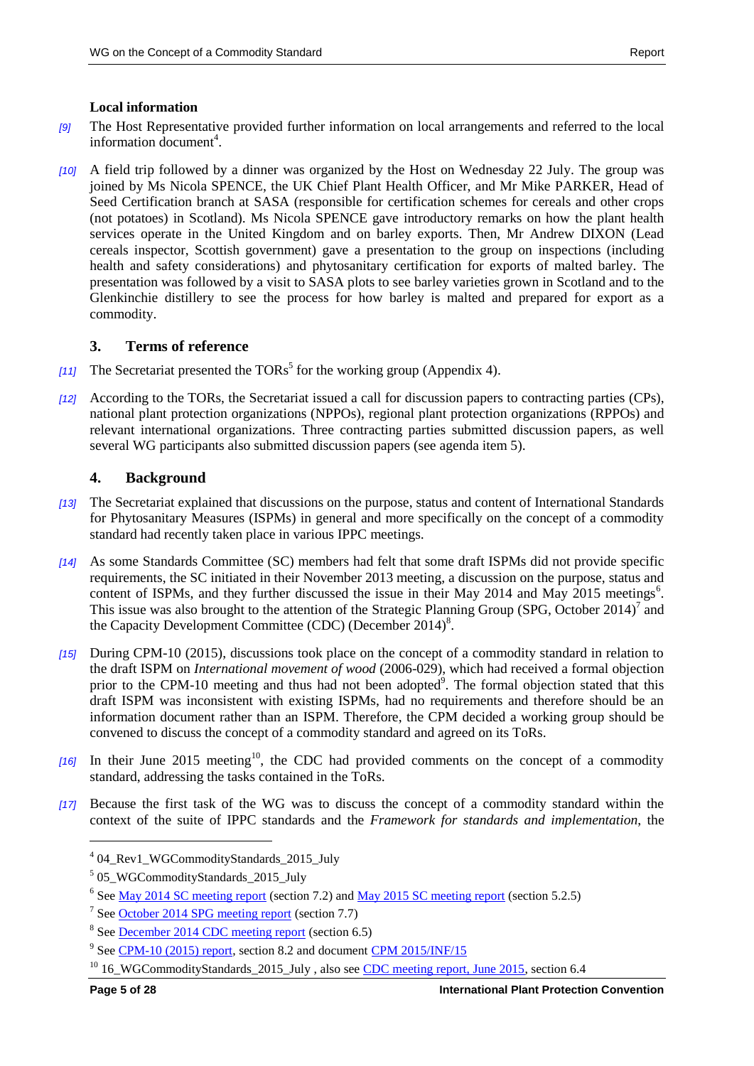**Local information**

[9] The Host Representative provided further information on local arrangements and referred to the local information document[4].

[10] A field trip followed by a dinner was organized by the Host on Wednesday 22 July. The group was joined by Ms Nicola SPENCE, the UK Chief Plant Health Officer, and Mr Mike PARKER, Head of Seed Certification branch at SASA (responsible for certification schemes for cereals and other crops (not potatoes) in Scotland). Ms Nicola SPENCE gave introductory remarks on how the plant health services operate in the United Kingdom and on barley exports. Then, Mr Andrew DIXON (Lead cereals inspector, Scottish government) gave a presentation to the group on inspections (including health and safety considerations) and phytosanitary certification for exports of malted barley. The presentation was followed by a visit to SASA plots to see barley varieties grown in Scotland and to the Glenkinchie distillery to see the process for how barley is malted and prepared for export as a commodity.

## 3. Terms of reference

[11] The Secretariat presented the TORs[5] for the working group (Appendix 4).

[12] According to the TORs, the Secretariat issued a call for discussion papers to contracting parties (CPs), national plant protection organizations (NPPOs), regional plant protection organizations (RPPOs) and relevant international organizations. Three contracting parties submitted discussion papers, as well several WG participants also submitted discussion papers (see agenda item 5).

## 4. Background

[13] The Secretariat explained that discussions on the purpose, status and content of International Standards for Phytosanitary Measures (ISPMs) in general and more specifically on the concept of a commodity standard had recently taken place in various IPPC meetings.

[14] As some Standards Committee (SC) members had felt that some draft ISPMs did not provide specific requirements, the SC initiated in their November 2013 meeting, a discussion on the purpose, status and content of ISPMs, and they further discussed the issue in their May 2014 and May 2015 meetings[6]. This issue was also brought to the attention of the Strategic Planning Group (SPG, October 2014)[7] and the Capacity Development Committee (CDC) (December 2014)[8].

[15] During CPM-10 (2015), discussions took place on the concept of a commodity standard in relation to the draft ISPM on *International movement of wood* (2006-029), which had received a formal objection prior to the CPM-10 meeting and thus had not been adopted[9]. The formal objection stated that this draft ISPM was inconsistent with existing ISPMs, had no requirements and therefore should be an information document rather than an ISPM. Therefore, the CPM decided a working group should be convened to discuss the concept of a commodity standard and agreed on its ToRs.

[16] In their June 2015 meeting[10], the CDC had provided comments on the concept of a commodity standard, addressing the tasks contained in the ToRs.

[17] Because the first task of the WG was to discuss the concept of a commodity standard within the context of the suite of IPPC standards and the *Framework for standards and implementation*, the

---

[4] 04_Rev1_WGCommodityStandards_2015_July

[5] 05_WGCommodityStandards_2015_July

[6] See May 2014 SC meeting report (section 7.2) and May 2015 SC meeting report (section 5.2.5)

[7] See October 2014 SPG meeting report (section 7.7)

[8] See December 2014 CDC meeting report (section 6.5)

[9] See CPM-10 (2015) report, section 8.2 and document CPM 2015/INF/15

[10] 16_WGCommodityStandards_2015_July , also see CDC meeting report, June 2015, section 6.4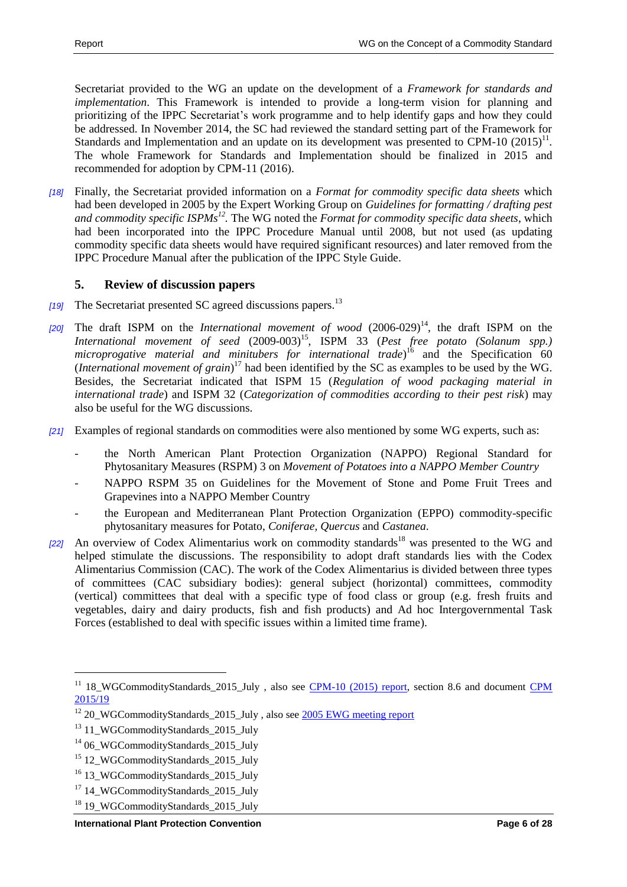Secretariat provided to the WG an update on the development of a *Framework for standards and implementation*. This Framework is intended to provide a long-term vision for planning and prioritizing of the IPPC Secretariat's work programme and to help identify gaps and how they could be addressed. In November 2014, the SC had reviewed the standard setting part of the Framework for Standards and Implementation and an update on its development was presented to CPM-10 (2015)[11]. The whole Framework for Standards and Implementation should be finalized in 2015 and recommended for adoption by CPM-11 (2016).

*[18]* Finally, the Secretariat provided information on a *Format for commodity specific data sheets* which had been developed in 2005 by the Expert Working Group on *Guidelines for formatting / drafting pest and commodity specific ISPMs*[12]. The WG noted the *Format for commodity specific data sheets*, which had been incorporated into the IPPC Procedure Manual until 2008, but not used (as updating commodity specific data sheets would have required significant resources) and later removed from the IPPC Procedure Manual after the publication of the IPPC Style Guide.

## 5. Review of discussion papers

*[19]* The Secretariat presented SC agreed discussions papers.[13]

*[20]* The draft ISPM on the *International movement of wood* (2006-029)[14], the draft ISPM on the *International movement of seed* (2009-003)[15], ISPM 33 (*Pest free potato (Solanum spp.) micropropogative material and minitubers for international trade*)[16] and the Specification 60 (*International movement of grain*)[17] had been identified by the SC as examples to be used by the WG. Besides, the Secretariat indicated that ISPM 15 (*Regulation of wood packaging material in international trade*) and ISPM 32 (*Categorization of commodities according to their pest risk*) may also be useful for the WG discussions.

*[21]* Examples of regional standards on commodities were also mentioned by some WG experts, such as:

- the North American Plant Protection Organization (NAPPO) Regional Standard for Phytosanitary Measures (RSPM) 3 on *Movement of Potatoes into a NAPPO Member Country*
- NAPPO RSPM 35 on Guidelines for the Movement of Stone and Pome Fruit Trees and Grapevines into a NAPPO Member Country
- the European and Mediterranean Plant Protection Organization (EPPO) commodity-specific phytosanitary measures for Potato, *Coniferae, Quercus* and *Castanea*.

*[22]* An overview of Codex Alimentarius work on commodity standards[18] was presented to the WG and helped stimulate the discussions. The responsibility to adopt draft standards lies with the Codex Alimentarius Commission (CAC). The work of the Codex Alimentarius is divided between three types of committees (CAC subsidiary bodies): general subject (horizontal) committees, commodity (vertical) committees that deal with a specific type of food class or group (e.g. fresh fruits and vegetables, dairy and dairy products, fish and fish products) and Ad hoc Intergovernmental Task Forces (established to deal with specific issues within a limited time frame).

---

[11] 18_WGCommodityStandards_2015_July , also see CPM-10 (2015) report, section 8.6 and document CPM 2015/19

[12] 20_WGCommodityStandards_2015_July , also see 2005 EWG meeting report

[13] 11_WGCommodityStandards_2015_July

[14] 06_WGCommodityStandards_2015_July

[15] 12_WGCommodityStandards_2015_July

[16] 13_WGCommodityStandards_2015_July

[17] 14_WGCommodityStandards_2015_July

[18] 19_WGCommodityStandards_2015_July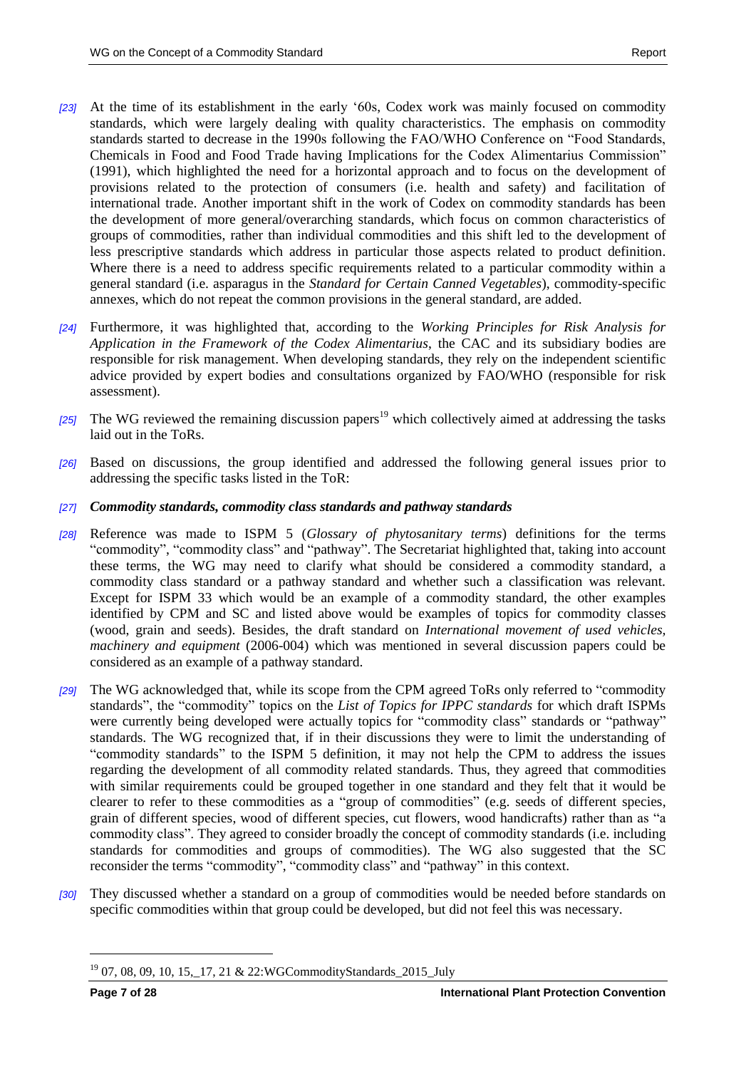*[23]* At the time of its establishment in the early '60s, Codex work was mainly focused on commodity standards, which were largely dealing with quality characteristics. The emphasis on commodity standards started to decrease in the 1990s following the FAO/WHO Conference on "Food Standards, Chemicals in Food and Food Trade having Implications for the Codex Alimentarius Commission" (1991), which highlighted the need for a horizontal approach and to focus on the development of provisions related to the protection of consumers (i.e. health and safety) and facilitation of international trade. Another important shift in the work of Codex on commodity standards has been the development of more general/overarching standards, which focus on common characteristics of groups of commodities, rather than individual commodities and this shift led to the development of less prescriptive standards which address in particular those aspects related to product definition. Where there is a need to address specific requirements related to a particular commodity within a general standard (i.e. asparagus in the *Standard for Certain Canned Vegetables*), commodity-specific annexes, which do not repeat the common provisions in the general standard, are added.

*[24]* Furthermore, it was highlighted that, according to the *Working Principles for Risk Analysis for Application in the Framework of the Codex Alimentarius*, the CAC and its subsidiary bodies are responsible for risk management. When developing standards, they rely on the independent scientific advice provided by expert bodies and consultations organized by FAO/WHO (responsible for risk assessment).

*[25]* The WG reviewed the remaining discussion papers[19] which collectively aimed at addressing the tasks laid out in the ToRs.

*[26]* Based on discussions, the group identified and addressed the following general issues prior to addressing the specific tasks listed in the ToR:

*[27]* ***Commodity standards, commodity class standards and pathway standards***

*[28]* Reference was made to ISPM 5 (*Glossary of phytosanitary terms*) definitions for the terms "commodity", "commodity class" and "pathway". The Secretariat highlighted that, taking into account these terms, the WG may need to clarify what should be considered a commodity standard, a commodity class standard or a pathway standard and whether such a classification was relevant. Except for ISPM 33 which would be an example of a commodity standard, the other examples identified by CPM and SC and listed above would be examples of topics for commodity classes (wood, grain and seeds). Besides, the draft standard on *International movement of used vehicles, machinery and equipment* (2006-004) which was mentioned in several discussion papers could be considered as an example of a pathway standard.

*[29]* The WG acknowledged that, while its scope from the CPM agreed ToRs only referred to "commodity standards", the "commodity" topics on the *List of Topics for IPPC standards* for which draft ISPMs were currently being developed were actually topics for "commodity class" standards or "pathway" standards. The WG recognized that, if in their discussions they were to limit the understanding of "commodity standards" to the ISPM 5 definition, it may not help the CPM to address the issues regarding the development of all commodity related standards. Thus, they agreed that commodities with similar requirements could be grouped together in one standard and they felt that it would be clearer to refer to these commodities as a "group of commodities" (e.g. seeds of different species, grain of different species, wood of different species, cut flowers, wood handicrafts) rather than as "a commodity class". They agreed to consider broadly the concept of commodity standards (i.e. including standards for commodities and groups of commodities). The WG also suggested that the SC reconsider the terms "commodity", "commodity class" and "pathway" in this context.

*[30]* They discussed whether a standard on a group of commodities would be needed before standards on specific commodities within that group could be developed, but did not feel this was necessary.

---

[19] 07, 08, 09, 10, 15,_17, 21 & 22:WGCommodityStandards_2015_July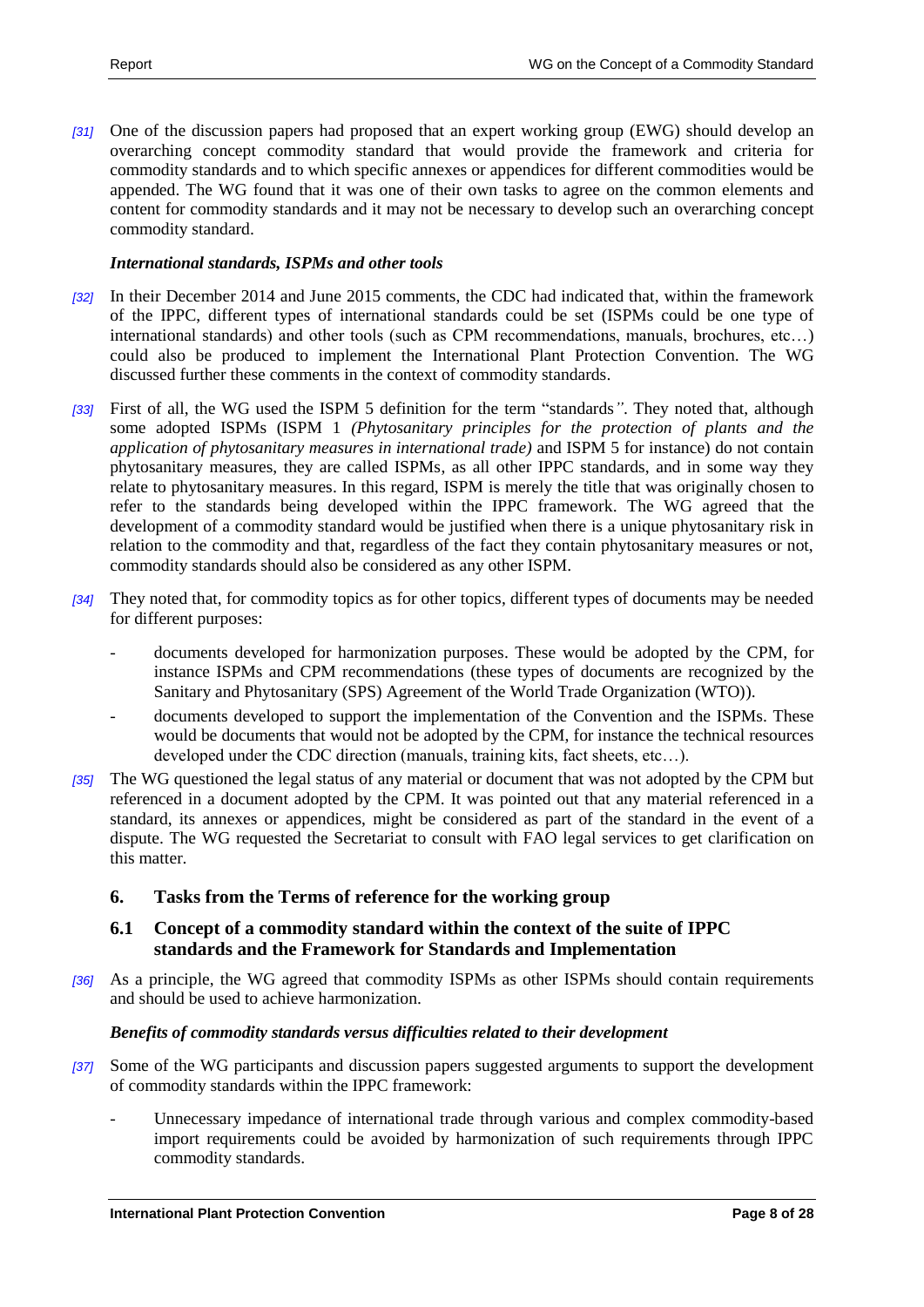*[31]* One of the discussion papers had proposed that an expert working group (EWG) should develop an overarching concept commodity standard that would provide the framework and criteria for commodity standards and to which specific annexes or appendices for different commodities would be appended. The WG found that it was one of their own tasks to agree on the common elements and content for commodity standards and it may not be necessary to develop such an overarching concept commodity standard.

***International standards, ISPMs and other tools***

*[32]* In their December 2014 and June 2015 comments, the CDC had indicated that, within the framework of the IPPC, different types of international standards could be set (ISPMs could be one type of international standards) and other tools (such as CPM recommendations, manuals, brochures, etc…) could also be produced to implement the International Plant Protection Convention. The WG discussed further these comments in the context of commodity standards.

*[33]* First of all, the WG used the ISPM 5 definition for the term "standards". They noted that, although some adopted ISPMs (ISPM 1 *(Phytosanitary principles for the protection of plants and the application of phytosanitary measures in international trade)* and ISPM 5 for instance) do not contain phytosanitary measures, they are called ISPMs, as all other IPPC standards, and in some way they relate to phytosanitary measures. In this regard, ISPM is merely the title that was originally chosen to refer to the standards being developed within the IPPC framework. The WG agreed that the development of a commodity standard would be justified when there is a unique phytosanitary risk in relation to the commodity and that, regardless of the fact they contain phytosanitary measures or not, commodity standards should also be considered as any other ISPM.

*[34]* They noted that, for commodity topics as for other topics, different types of documents may be needed for different purposes:

- documents developed for harmonization purposes. These would be adopted by the CPM, for instance ISPMs and CPM recommendations (these types of documents are recognized by the Sanitary and Phytosanitary (SPS) Agreement of the World Trade Organization (WTO)).
- documents developed to support the implementation of the Convention and the ISPMs. These would be documents that would not be adopted by the CPM, for instance the technical resources developed under the CDC direction (manuals, training kits, fact sheets, etc…).

*[35]* The WG questioned the legal status of any material or document that was not adopted by the CPM but referenced in a document adopted by the CPM. It was pointed out that any material referenced in a standard, its annexes or appendices, might be considered as part of the standard in the event of a dispute. The WG requested the Secretariat to consult with FAO legal services to get clarification on this matter.

## 6. Tasks from the Terms of reference for the working group

### 6.1 Concept of a commodity standard within the context of the suite of IPPC standards and the Framework for Standards and Implementation

*[36]* As a principle, the WG agreed that commodity ISPMs as other ISPMs should contain requirements and should be used to achieve harmonization.

***Benefits of commodity standards versus difficulties related to their development***

*[37]* Some of the WG participants and discussion papers suggested arguments to support the development of commodity standards within the IPPC framework:

- Unnecessary impedance of international trade through various and complex commodity-based import requirements could be avoided by harmonization of such requirements through IPPC commodity standards.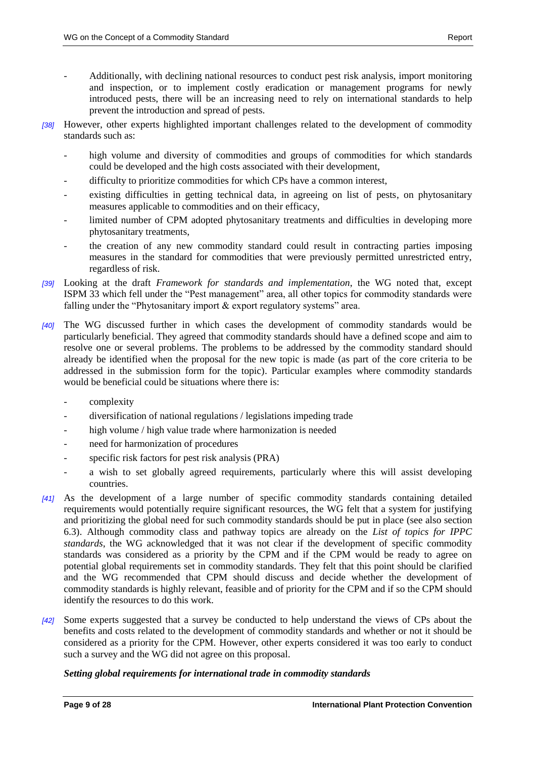- Additionally, with declining national resources to conduct pest risk analysis, import monitoring and inspection, or to implement costly eradication or management programs for newly introduced pests, there will be an increasing need to rely on international standards to help prevent the introduction and spread of pests.

*[38]* However, other experts highlighted important challenges related to the development of commodity standards such as:

- high volume and diversity of commodities and groups of commodities for which standards could be developed and the high costs associated with their development,
- difficulty to prioritize commodities for which CPs have a common interest,
- existing difficulties in getting technical data, in agreeing on list of pests, on phytosanitary measures applicable to commodities and on their efficacy,
- limited number of CPM adopted phytosanitary treatments and difficulties in developing more phytosanitary treatments,
- the creation of any new commodity standard could result in contracting parties imposing measures in the standard for commodities that were previously permitted unrestricted entry, regardless of risk.

*[39]* Looking at the draft *Framework for standards and implementation*, the WG noted that, except ISPM 33 which fell under the "Pest management" area, all other topics for commodity standards were falling under the "Phytosanitary import & export regulatory systems" area.

*[40]* The WG discussed further in which cases the development of commodity standards would be particularly beneficial. They agreed that commodity standards should have a defined scope and aim to resolve one or several problems. The problems to be addressed by the commodity standard should already be identified when the proposal for the new topic is made (as part of the core criteria to be addressed in the submission form for the topic). Particular examples where commodity standards would be beneficial could be situations where there is:

- complexity
- diversification of national regulations / legislations impeding trade
- high volume / high value trade where harmonization is needed
- need for harmonization of procedures
- specific risk factors for pest risk analysis (PRA)
- a wish to set globally agreed requirements, particularly where this will assist developing countries.

*[41]* As the development of a large number of specific commodity standards containing detailed requirements would potentially require significant resources, the WG felt that a system for justifying and prioritizing the global need for such commodity standards should be put in place (see also section 6.3). Although commodity class and pathway topics are already on the *List of topics for IPPC standards*, the WG acknowledged that it was not clear if the development of specific commodity standards was considered as a priority by the CPM and if the CPM would be ready to agree on potential global requirements set in commodity standards. They felt that this point should be clarified and the WG recommended that CPM should discuss and decide whether the development of commodity standards is highly relevant, feasible and of priority for the CPM and if so the CPM should identify the resources to do this work.

*[42]* Some experts suggested that a survey be conducted to help understand the views of CPs about the benefits and costs related to the development of commodity standards and whether or not it should be considered as a priority for the CPM. However, other experts considered it was too early to conduct such a survey and the WG did not agree on this proposal.

***Setting global requirements for international trade in commodity standards***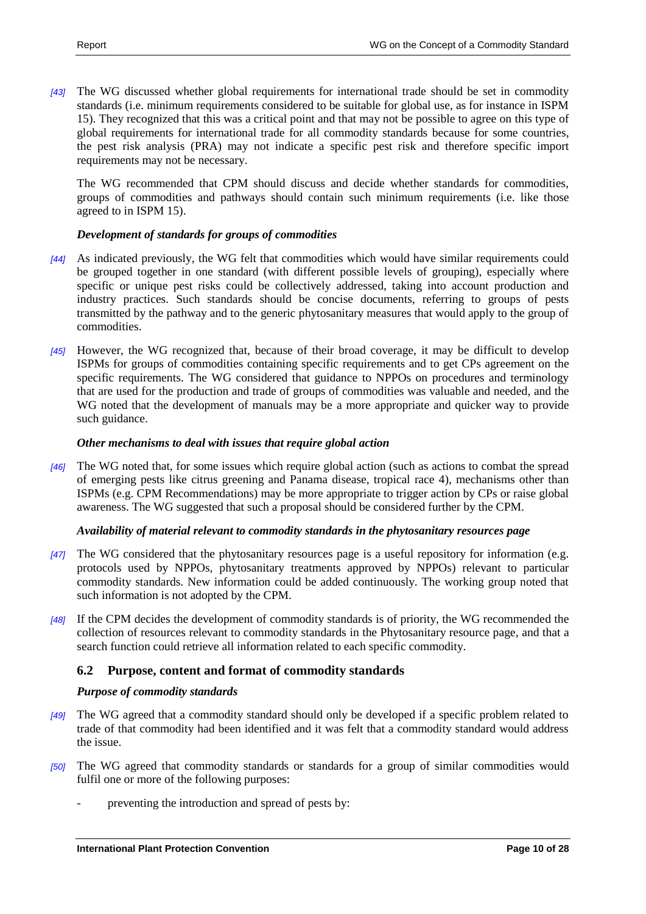[43] The WG discussed whether global requirements for international trade should be set in commodity standards (i.e. minimum requirements considered to be suitable for global use, as for instance in ISPM 15). They recognized that this was a critical point and that may not be possible to agree on this type of global requirements for international trade for all commodity standards because for some countries, the pest risk analysis (PRA) may not indicate a specific pest risk and therefore specific import requirements may not be necessary.

The WG recommended that CPM should discuss and decide whether standards for commodities, groups of commodities and pathways should contain such minimum requirements (i.e. like those agreed to in ISPM 15).

***Development of standards for groups of commodities***

[44] As indicated previously, the WG felt that commodities which would have similar requirements could be grouped together in one standard (with different possible levels of grouping), especially where specific or unique pest risks could be collectively addressed, taking into account production and industry practices. Such standards should be concise documents, referring to groups of pests transmitted by the pathway and to the generic phytosanitary measures that would apply to the group of commodities.

[45] However, the WG recognized that, because of their broad coverage, it may be difficult to develop ISPMs for groups of commodities containing specific requirements and to get CPs agreement on the specific requirements. The WG considered that guidance to NPPOs on procedures and terminology that are used for the production and trade of groups of commodities was valuable and needed, and the WG noted that the development of manuals may be a more appropriate and quicker way to provide such guidance.

***Other mechanisms to deal with issues that require global action***

[46] The WG noted that, for some issues which require global action (such as actions to combat the spread of emerging pests like citrus greening and Panama disease, tropical race 4), mechanisms other than ISPMs (e.g. CPM Recommendations) may be more appropriate to trigger action by CPs or raise global awareness. The WG suggested that such a proposal should be considered further by the CPM.

***Availability of material relevant to commodity standards in the phytosanitary resources page***

[47] The WG considered that the phytosanitary resources page is a useful repository for information (e.g. protocols used by NPPOs, phytosanitary treatments approved by NPPOs) relevant to particular commodity standards. New information could be added continuously. The working group noted that such information is not adopted by the CPM.

[48] If the CPM decides the development of commodity standards is of priority, the WG recommended the collection of resources relevant to commodity standards in the Phytosanitary resource page, and that a search function could retrieve all information related to each specific commodity.

## 6.2 Purpose, content and format of commodity standards

***Purpose of commodity standards***

[49] The WG agreed that a commodity standard should only be developed if a specific problem related to trade of that commodity had been identified and it was felt that a commodity standard would address the issue.

[50] The WG agreed that commodity standards or standards for a group of similar commodities would fulfil one or more of the following purposes:

- preventing the introduction and spread of pests by: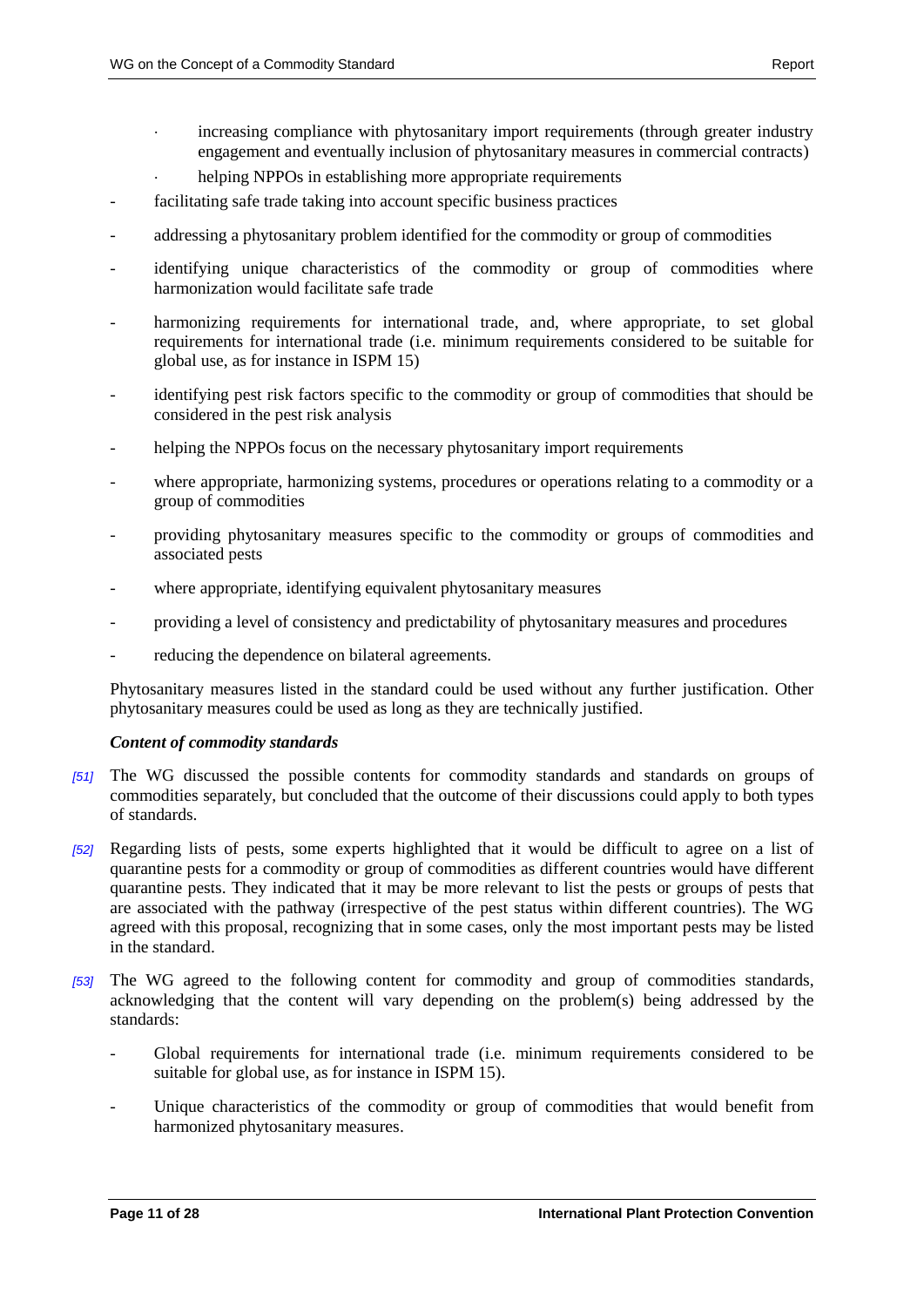- increasing compliance with phytosanitary import requirements (through greater industry engagement and eventually inclusion of phytosanitary measures in commercial contracts)
- helping NPPOs in establishing more appropriate requirements

- facilitating safe trade taking into account specific business practices
- addressing a phytosanitary problem identified for the commodity or group of commodities
- identifying unique characteristics of the commodity or group of commodities where harmonization would facilitate safe trade
- harmonizing requirements for international trade, and, where appropriate, to set global requirements for international trade (i.e. minimum requirements considered to be suitable for global use, as for instance in ISPM 15)
- identifying pest risk factors specific to the commodity or group of commodities that should be considered in the pest risk analysis
- helping the NPPOs focus on the necessary phytosanitary import requirements
- where appropriate, harmonizing systems, procedures or operations relating to a commodity or a group of commodities
- providing phytosanitary measures specific to the commodity or groups of commodities and associated pests
- where appropriate, identifying equivalent phytosanitary measures
- providing a level of consistency and predictability of phytosanitary measures and procedures
- reducing the dependence on bilateral agreements.

Phytosanitary measures listed in the standard could be used without any further justification. Other phytosanitary measures could be used as long as they are technically justified.

***Content of commodity standards***

[51] The WG discussed the possible contents for commodity standards and standards on groups of commodities separately, but concluded that the outcome of their discussions could apply to both types of standards.

[52] Regarding lists of pests, some experts highlighted that it would be difficult to agree on a list of quarantine pests for a commodity or group of commodities as different countries would have different quarantine pests. They indicated that it may be more relevant to list the pests or groups of pests that are associated with the pathway (irrespective of the pest status within different countries). The WG agreed with this proposal, recognizing that in some cases, only the most important pests may be listed in the standard.

[53] The WG agreed to the following content for commodity and group of commodities standards, acknowledging that the content will vary depending on the problem(s) being addressed by the standards:

- Global requirements for international trade (i.e. minimum requirements considered to be suitable for global use, as for instance in ISPM 15).
- Unique characteristics of the commodity or group of commodities that would benefit from harmonized phytosanitary measures.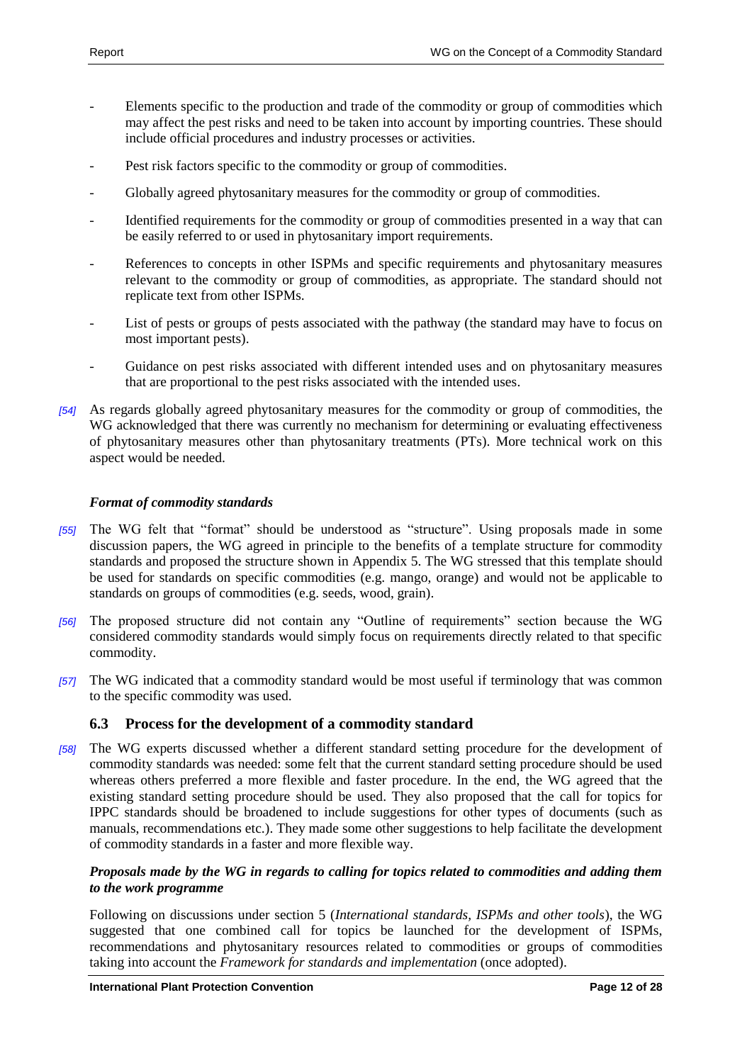- Elements specific to the production and trade of the commodity or group of commodities which may affect the pest risks and need to be taken into account by importing countries. These should include official procedures and industry processes or activities.
- Pest risk factors specific to the commodity or group of commodities.
- Globally agreed phytosanitary measures for the commodity or group of commodities.
- Identified requirements for the commodity or group of commodities presented in a way that can be easily referred to or used in phytosanitary import requirements.
- References to concepts in other ISPMs and specific requirements and phytosanitary measures relevant to the commodity or group of commodities, as appropriate. The standard should not replicate text from other ISPMs.
- List of pests or groups of pests associated with the pathway (the standard may have to focus on most important pests).
- Guidance on pest risks associated with different intended uses and on phytosanitary measures that are proportional to the pest risks associated with the intended uses.

*[54]* As regards globally agreed phytosanitary measures for the commodity or group of commodities, the WG acknowledged that there was currently no mechanism for determining or evaluating effectiveness of phytosanitary measures other than phytosanitary treatments (PTs). More technical work on this aspect would be needed.

***Format of commodity standards***

*[55]* The WG felt that "format" should be understood as "structure". Using proposals made in some discussion papers, the WG agreed in principle to the benefits of a template structure for commodity standards and proposed the structure shown in Appendix 5. The WG stressed that this template should be used for standards on specific commodities (e.g. mango, orange) and would not be applicable to standards on groups of commodities (e.g. seeds, wood, grain).

*[56]* The proposed structure did not contain any "Outline of requirements" section because the WG considered commodity standards would simply focus on requirements directly related to that specific commodity.

*[57]* The WG indicated that a commodity standard would be most useful if terminology that was common to the specific commodity was used.

## 6.3 Process for the development of a commodity standard

*[58]* The WG experts discussed whether a different standard setting procedure for the development of commodity standards was needed: some felt that the current standard setting procedure should be used whereas others preferred a more flexible and faster procedure. In the end, the WG agreed that the existing standard setting procedure should be used. They also proposed that the call for topics for IPPC standards should be broadened to include suggestions for other types of documents (such as manuals, recommendations etc.). They made some other suggestions to help facilitate the development of commodity standards in a faster and more flexible way.

***Proposals made by the WG in regards to calling for topics related to commodities and adding them to the work programme***

Following on discussions under section 5 (*International standards, ISPMs and other tools*), the WG suggested that one combined call for topics be launched for the development of ISPMs, recommendations and phytosanitary resources related to commodities or groups of commodities taking into account the *Framework for standards and implementation* (once adopted).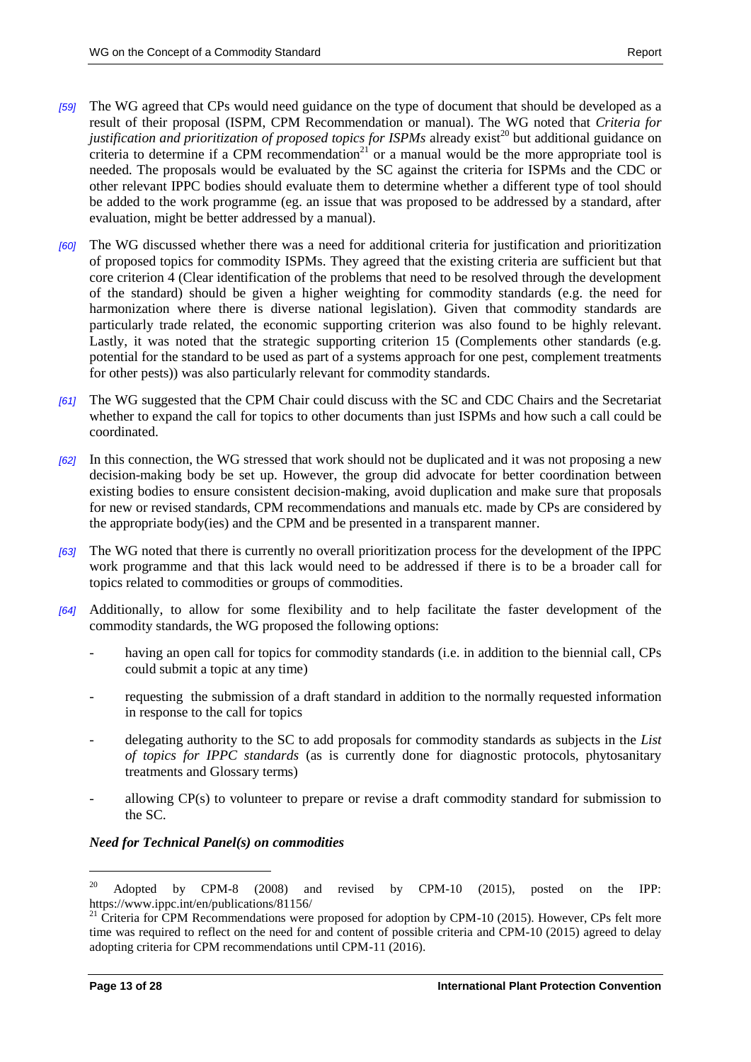*[59]* The WG agreed that CPs would need guidance on the type of document that should be developed as a result of their proposal (ISPM, CPM Recommendation or manual). The WG noted that *Criteria for justification and prioritization of proposed topics for ISPMs* already exist[20] but additional guidance on criteria to determine if a CPM recommendation[21] or a manual would be the more appropriate tool is needed. The proposals would be evaluated by the SC against the criteria for ISPMs and the CDC or other relevant IPPC bodies should evaluate them to determine whether a different type of tool should be added to the work programme (eg. an issue that was proposed to be addressed by a standard, after evaluation, might be better addressed by a manual).

*[60]* The WG discussed whether there was a need for additional criteria for justification and prioritization of proposed topics for commodity ISPMs. They agreed that the existing criteria are sufficient but that core criterion 4 (Clear identification of the problems that need to be resolved through the development of the standard) should be given a higher weighting for commodity standards (e.g. the need for harmonization where there is diverse national legislation). Given that commodity standards are particularly trade related, the economic supporting criterion was also found to be highly relevant. Lastly, it was noted that the strategic supporting criterion 15 (Complements other standards (e.g. potential for the standard to be used as part of a systems approach for one pest, complement treatments for other pests)) was also particularly relevant for commodity standards.

*[61]* The WG suggested that the CPM Chair could discuss with the SC and CDC Chairs and the Secretariat whether to expand the call for topics to other documents than just ISPMs and how such a call could be coordinated.

*[62]* In this connection, the WG stressed that work should not be duplicated and it was not proposing a new decision-making body be set up. However, the group did advocate for better coordination between existing bodies to ensure consistent decision-making, avoid duplication and make sure that proposals for new or revised standards, CPM recommendations and manuals etc. made by CPs are considered by the appropriate body(ies) and the CPM and be presented in a transparent manner.

*[63]* The WG noted that there is currently no overall prioritization process for the development of the IPPC work programme and that this lack would need to be addressed if there is to be a broader call for topics related to commodities or groups of commodities.

*[64]* Additionally, to allow for some flexibility and to help facilitate the faster development of the commodity standards, the WG proposed the following options:

- having an open call for topics for commodity standards (i.e. in addition to the biennial call, CPs could submit a topic at any time)
- requesting the submission of a draft standard in addition to the normally requested information in response to the call for topics
- delegating authority to the SC to add proposals for commodity standards as subjects in the *List of topics for IPPC standards* (as is currently done for diagnostic protocols, phytosanitary treatments and Glossary terms)
- allowing CP(s) to volunteer to prepare or revise a draft commodity standard for submission to the SC.

### *Need for Technical Panel(s) on commodities*

---

[20] Adopted by CPM-8 (2008) and revised by CPM-10 (2015), posted on the IPP: https://www.ippc.int/en/publications/81156/

[21] Criteria for CPM Recommendations were proposed for adoption by CPM-10 (2015). However, CPs felt more time was required to reflect on the need for and content of possible criteria and CPM-10 (2015) agreed to delay adopting criteria for CPM recommendations until CPM-11 (2016).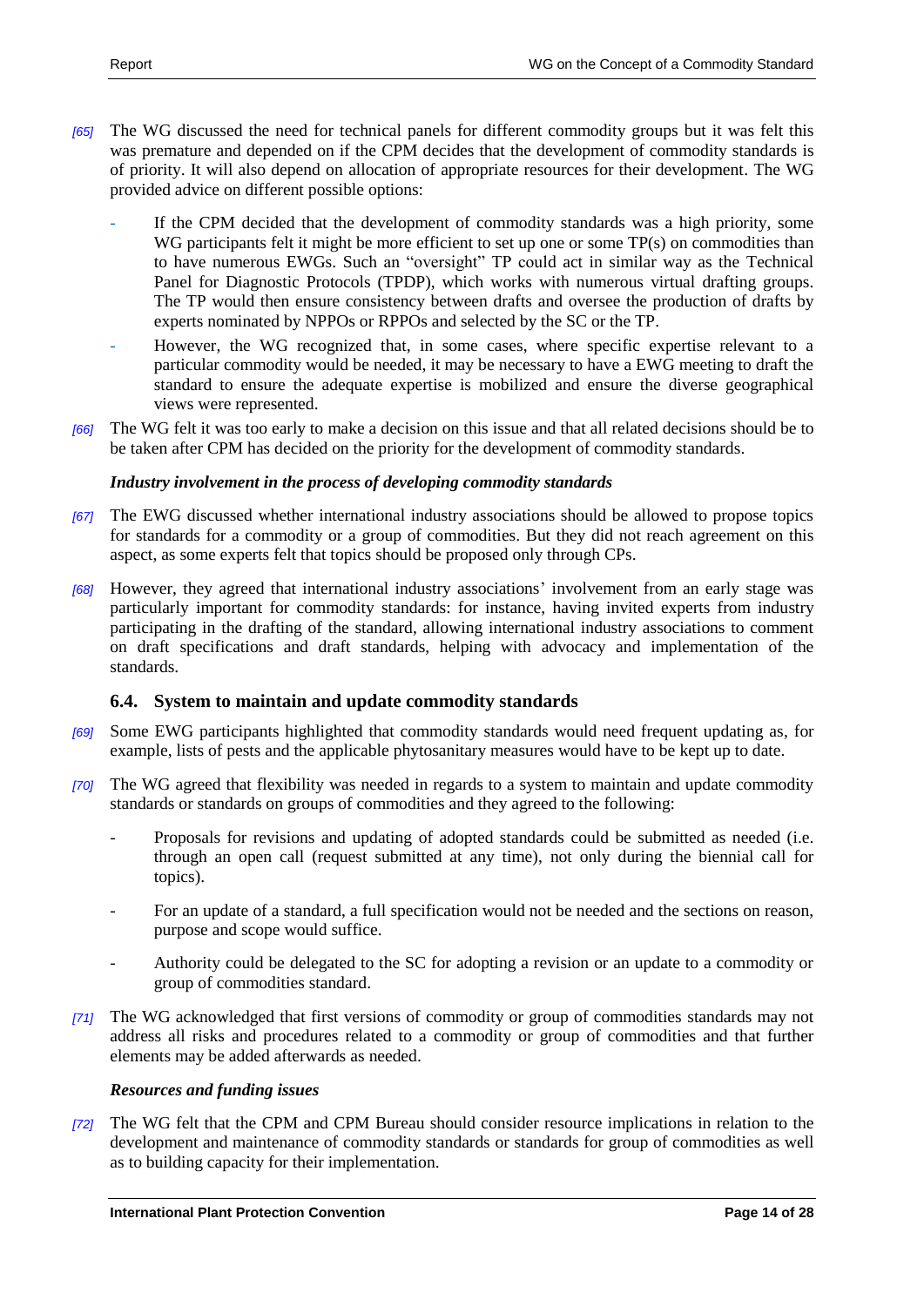[65] The WG discussed the need for technical panels for different commodity groups but it was felt this was premature and depended on if the CPM decides that the development of commodity standards is of priority. It will also depend on allocation of appropriate resources for their development. The WG provided advice on different possible options:

- If the CPM decided that the development of commodity standards was a high priority, some WG participants felt it might be more efficient to set up one or some TP(s) on commodities than to have numerous EWGs. Such an "oversight" TP could act in similar way as the Technical Panel for Diagnostic Protocols (TPDP), which works with numerous virtual drafting groups. The TP would then ensure consistency between drafts and oversee the production of drafts by experts nominated by NPPOs or RPPOs and selected by the SC or the TP.
- However, the WG recognized that, in some cases, where specific expertise relevant to a particular commodity would be needed, it may be necessary to have a EWG meeting to draft the standard to ensure the adequate expertise is mobilized and ensure the diverse geographical views were represented.

[66] The WG felt it was too early to make a decision on this issue and that all related decisions should be to be taken after CPM has decided on the priority for the development of commodity standards.

***Industry involvement in the process of developing commodity standards***

[67] The EWG discussed whether international industry associations should be allowed to propose topics for standards for a commodity or a group of commodities. But they did not reach agreement on this aspect, as some experts felt that topics should be proposed only through CPs.

[68] However, they agreed that international industry associations' involvement from an early stage was particularly important for commodity standards: for instance, having invited experts from industry participating in the drafting of the standard, allowing international industry associations to comment on draft specifications and draft standards, helping with advocacy and implementation of the standards.

### 6.4. System to maintain and update commodity standards

[69] Some EWG participants highlighted that commodity standards would need frequent updating as, for example, lists of pests and the applicable phytosanitary measures would have to be kept up to date.

[70] The WG agreed that flexibility was needed in regards to a system to maintain and update commodity standards or standards on groups of commodities and they agreed to the following:

- Proposals for revisions and updating of adopted standards could be submitted as needed (i.e. through an open call (request submitted at any time), not only during the biennial call for topics).
- For an update of a standard, a full specification would not be needed and the sections on reason, purpose and scope would suffice.
- Authority could be delegated to the SC for adopting a revision or an update to a commodity or group of commodities standard.

[71] The WG acknowledged that first versions of commodity or group of commodities standards may not address all risks and procedures related to a commodity or group of commodities and that further elements may be added afterwards as needed.

***Resources and funding issues***

[72] The WG felt that the CPM and CPM Bureau should consider resource implications in relation to the development and maintenance of commodity standards or standards for group of commodities as well as to building capacity for their implementation.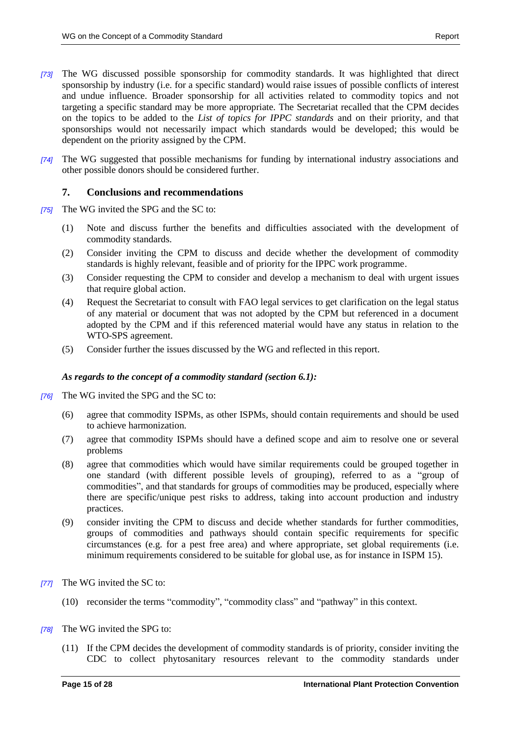*[73]* The WG discussed possible sponsorship for commodity standards. It was highlighted that direct sponsorship by industry (i.e. for a specific standard) would raise issues of possible conflicts of interest and undue influence. Broader sponsorship for all activities related to commodity topics and not targeting a specific standard may be more appropriate. The Secretariat recalled that the CPM decides on the topics to be added to the *List of topics for IPPC standards* and on their priority, and that sponsorships would not necessarily impact which standards would be developed; this would be dependent on the priority assigned by the CPM.

*[74]* The WG suggested that possible mechanisms for funding by international industry associations and other possible donors should be considered further.

## 7. Conclusions and recommendations

*[75]* The WG invited the SPG and the SC to:

(1) Note and discuss further the benefits and difficulties associated with the development of commodity standards.

(2) Consider inviting the CPM to discuss and decide whether the development of commodity standards is highly relevant, feasible and of priority for the IPPC work programme.

(3) Consider requesting the CPM to consider and develop a mechanism to deal with urgent issues that require global action.

(4) Request the Secretariat to consult with FAO legal services to get clarification on the legal status of any material or document that was not adopted by the CPM but referenced in a document adopted by the CPM and if this referenced material would have any status in relation to the WTO-SPS agreement.

(5) Consider further the issues discussed by the WG and reflected in this report.

***As regards to the concept of a commodity standard (section 6.1):***

*[76]* The WG invited the SPG and the SC to:

(6) agree that commodity ISPMs, as other ISPMs, should contain requirements and should be used to achieve harmonization.

(7) agree that commodity ISPMs should have a defined scope and aim to resolve one or several problems

(8) agree that commodities which would have similar requirements could be grouped together in one standard (with different possible levels of grouping), referred to as a "group of commodities", and that standards for groups of commodities may be produced, especially where there are specific/unique pest risks to address, taking into account production and industry practices.

(9) consider inviting the CPM to discuss and decide whether standards for further commodities, groups of commodities and pathways should contain specific requirements for specific circumstances (e.g. for a pest free area) and where appropriate, set global requirements (i.e. minimum requirements considered to be suitable for global use, as for instance in ISPM 15).

*[77]* The WG invited the SC to:

(10) reconsider the terms "commodity", "commodity class" and "pathway" in this context.

*[78]* The WG invited the SPG to:

(11) If the CPM decides the development of commodity standards is of priority, consider inviting the CDC to collect phytosanitary resources relevant to the commodity standards under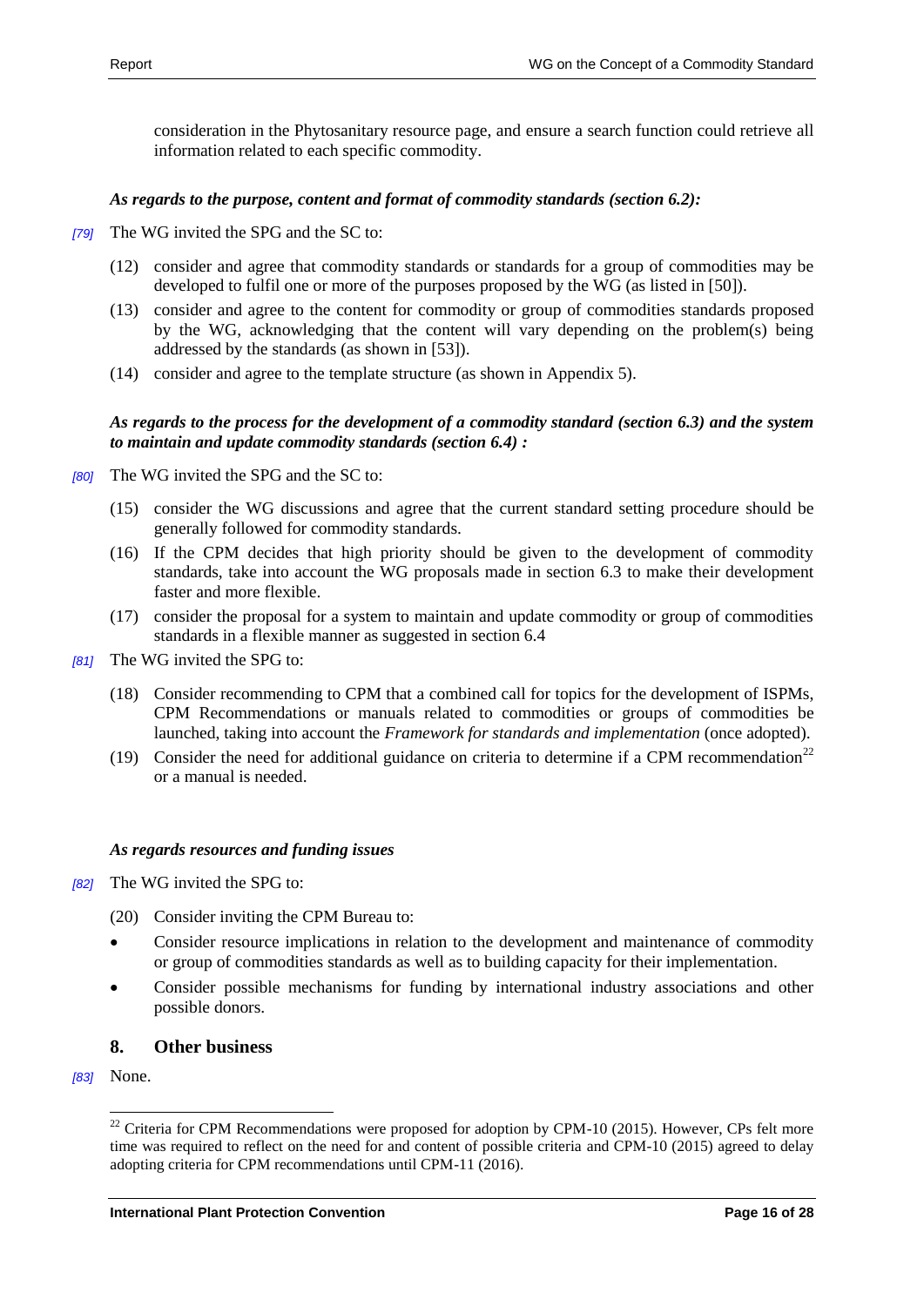consideration in the Phytosanitary resource page, and ensure a search function could retrieve all information related to each specific commodity.

***As regards to the purpose, content and format of commodity standards (section 6.2):***

*[79]* The WG invited the SPG and the SC to:

(12) consider and agree that commodity standards or standards for a group of commodities may be developed to fulfil one or more of the purposes proposed by the WG (as listed in [50]).

(13) consider and agree to the content for commodity or group of commodities standards proposed by the WG, acknowledging that the content will vary depending on the problem(s) being addressed by the standards (as shown in [53]).

(14) consider and agree to the template structure (as shown in Appendix 5).

***As regards to the process for the development of a commodity standard (section 6.3) and the system to maintain and update commodity standards (section 6.4) :***

*[80]* The WG invited the SPG and the SC to:

(15) consider the WG discussions and agree that the current standard setting procedure should be generally followed for commodity standards.

(16) If the CPM decides that high priority should be given to the development of commodity standards, take into account the WG proposals made in section 6.3 to make their development faster and more flexible.

(17) consider the proposal for a system to maintain and update commodity or group of commodities standards in a flexible manner as suggested in section 6.4

*[81]* The WG invited the SPG to:

(18) Consider recommending to CPM that a combined call for topics for the development of ISPMs, CPM Recommendations or manuals related to commodities or groups of commodities be launched, taking into account the *Framework for standards and implementation* (once adopted).

(19) Consider the need for additional guidance on criteria to determine if a CPM recommendation[22] or a manual is needed.

***As regards resources and funding issues***

*[82]* The WG invited the SPG to:

(20) Consider inviting the CPM Bureau to:

- Consider resource implications in relation to the development and maintenance of commodity or group of commodities standards as well as to building capacity for their implementation.
- Consider possible mechanisms for funding by international industry associations and other possible donors.

## 8. Other business

*[83]* None.

[22] Criteria for CPM Recommendations were proposed for adoption by CPM-10 (2015). However, CPs felt more time was required to reflect on the need for and content of possible criteria and CPM-10 (2015) agreed to delay adopting criteria for CPM recommendations until CPM-11 (2016).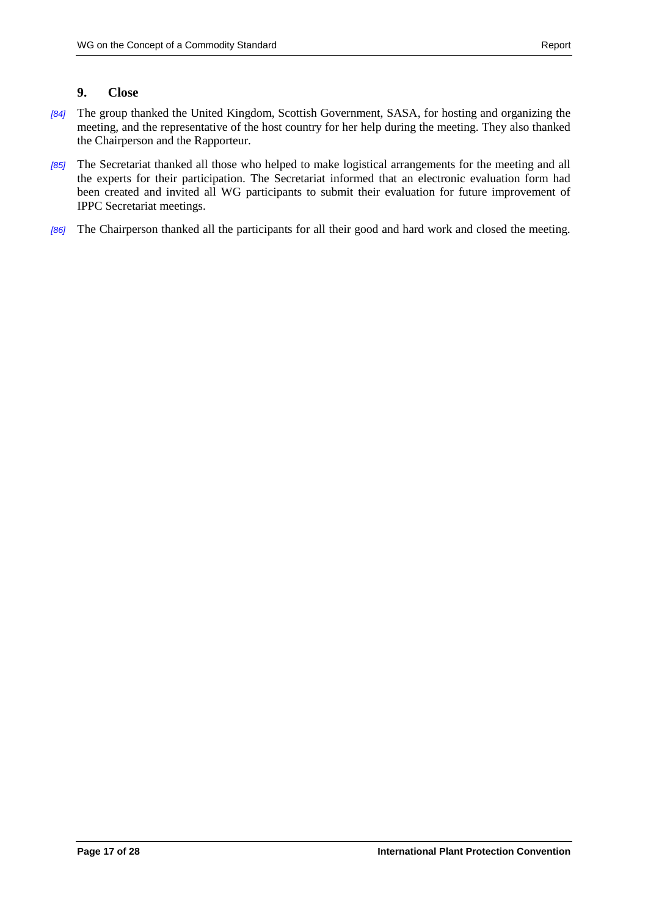## 9. Close

[84] The group thanked the United Kingdom, Scottish Government, SASA, for hosting and organizing the meeting, and the representative of the host country for her help during the meeting. They also thanked the Chairperson and the Rapporteur.

[85] The Secretariat thanked all those who helped to make logistical arrangements for the meeting and all the experts for their participation. The Secretariat informed that an electronic evaluation form had been created and invited all WG participants to submit their evaluation for future improvement of IPPC Secretariat meetings.

[86] The Chairperson thanked all the participants for all their good and hard work and closed the meeting.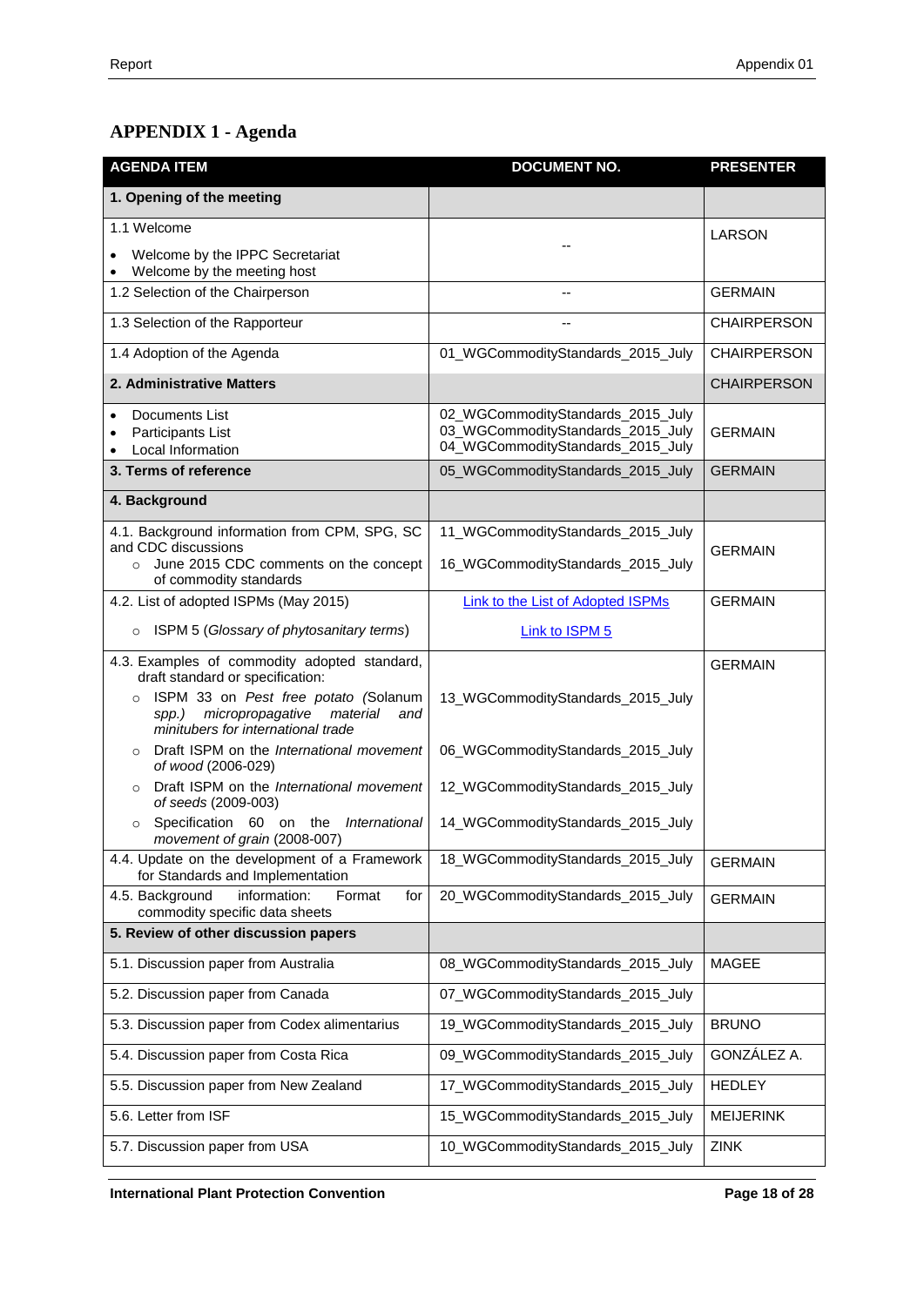## APPENDIX 1 - Agenda

| AGENDA ITEM | DOCUMENT NO. | PRESENTER |
|---|---|---|
| **1. Opening of the meeting** | | |
| 1.1 Welcome<br>• Welcome by the IPPC Secretariat<br>• Welcome by the meeting host | -- | LARSON |
| 1.2 Selection of the Chairperson | -- | GERMAIN |
| 1.3 Selection of the Rapporteur | -- | CHAIRPERSON |
| 1.4 Adoption of the Agenda | 01_WGCommodityStandards_2015_July | CHAIRPERSON |
| **2. Administrative Matters** | | CHAIRPERSON |
| • Documents List<br>• Participants List<br>• Local Information | 02_WGCommodityStandards_2015_July<br>03_WGCommodityStandards_2015_July<br>04_WGCommodityStandards_2015_July | GERMAIN |
| **3. Terms of reference** | 05_WGCommodityStandards_2015_July | GERMAIN |
| **4. Background** | | |
| 4.1. Background information from CPM, SPG, SC and CDC discussions<br>○ June 2015 CDC comments on the concept of commodity standards | 11_WGCommodityStandards_2015_July<br>16_WGCommodityStandards_2015_July | GERMAIN |
| 4.2. List of adopted ISPMs (May 2015)<br>○ ISPM 5 (*Glossary of phytosanitary terms*) | Link to the List of Adopted ISPMs<br>Link to ISPM 5 | GERMAIN |
| 4.3. Examples of commodity adopted standard, draft standard or specification:<br>○ ISPM 33 on *Pest free potato (*Solanum *spp.) micropropagative material and minitubers for international trade*<br>○ Draft ISPM on the *International movement of wood* (2006-029)<br>○ Draft ISPM on the *International movement of seeds* (2009-003)<br>○ Specification 60 on the *International movement of grain* (2008-007) | 13_WGCommodityStandards_2015_July<br>06_WGCommodityStandards_2015_July<br>12_WGCommodityStandards_2015_July<br>14_WGCommodityStandards_2015_July | GERMAIN |
| 4.4. Update on the development of a Framework for Standards and Implementation | 18_WGCommodityStandards_2015_July | GERMAIN |
| 4.5. Background information: Format for commodity specific data sheets | 20_WGCommodityStandards_2015_July | GERMAIN |
| **5. Review of other discussion papers** | | |
| 5.1. Discussion paper from Australia | 08_WGCommodityStandards_2015_July | MAGEE |
| 5.2. Discussion paper from Canada | 07_WGCommodityStandards_2015_July | |
| 5.3. Discussion paper from Codex alimentarius | 19_WGCommodityStandards_2015_July | BRUNO |
| 5.4. Discussion paper from Costa Rica | 09_WGCommodityStandards_2015_July | GONZÁLEZ A. |
| 5.5. Discussion paper from New Zealand | 17_WGCommodityStandards_2015_July | HEDLEY |
| 5.6. Letter from ISF | 15_WGCommodityStandards_2015_July | MEIJERINK |
| 5.7. Discussion paper from USA | 10_WGCommodityStandards_2015_July | ZINK |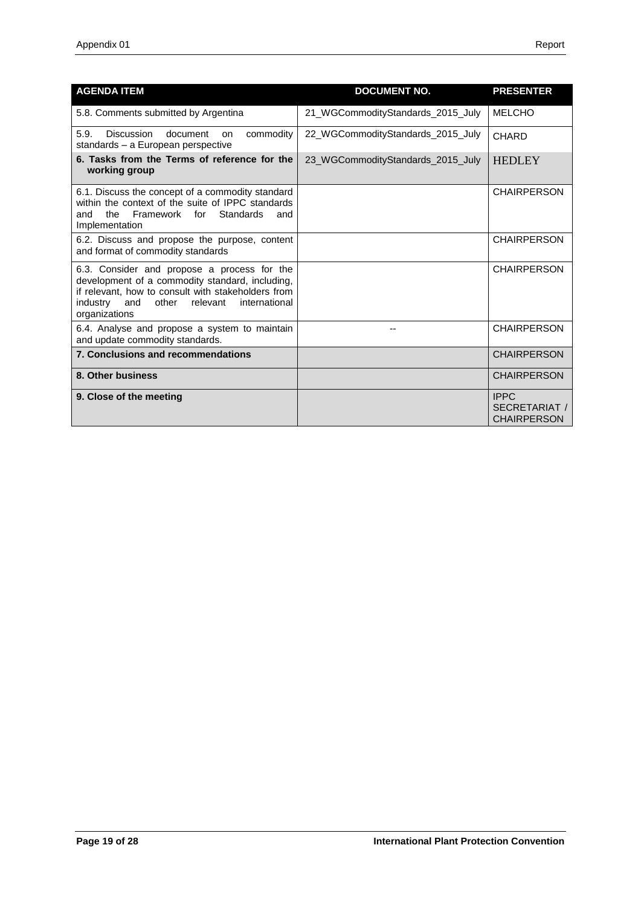| AGENDA ITEM | DOCUMENT NO. | PRESENTER |
| --- | --- | --- |
| 5.8. Comments submitted by Argentina | 21_WGCommodityStandards_2015_July | MELCHO |
| 5.9. Discussion document on commodity standards – a European perspective | 22_WGCommodityStandards_2015_July | CHARD |
| **6. Tasks from the Terms of reference for the working group** | 23_WGCommodityStandards_2015_July | HEDLEY |
| 6.1. Discuss the concept of a commodity standard within the context of the suite of IPPC standards and the Framework for Standards and Implementation | | CHAIRPERSON |
| 6.2. Discuss and propose the purpose, content and format of commodity standards | | CHAIRPERSON |
| 6.3. Consider and propose a process for the development of a commodity standard, including, if relevant, how to consult with stakeholders from industry and other relevant international organizations | | CHAIRPERSON |
| 6.4. Analyse and propose a system to maintain and update commodity standards. | -- | CHAIRPERSON |
| **7. Conclusions and recommendations** | | CHAIRPERSON |
| **8. Other business** | | CHAIRPERSON |
| **9. Close of the meeting** | | IPPC SECRETARIAT / CHAIRPERSON |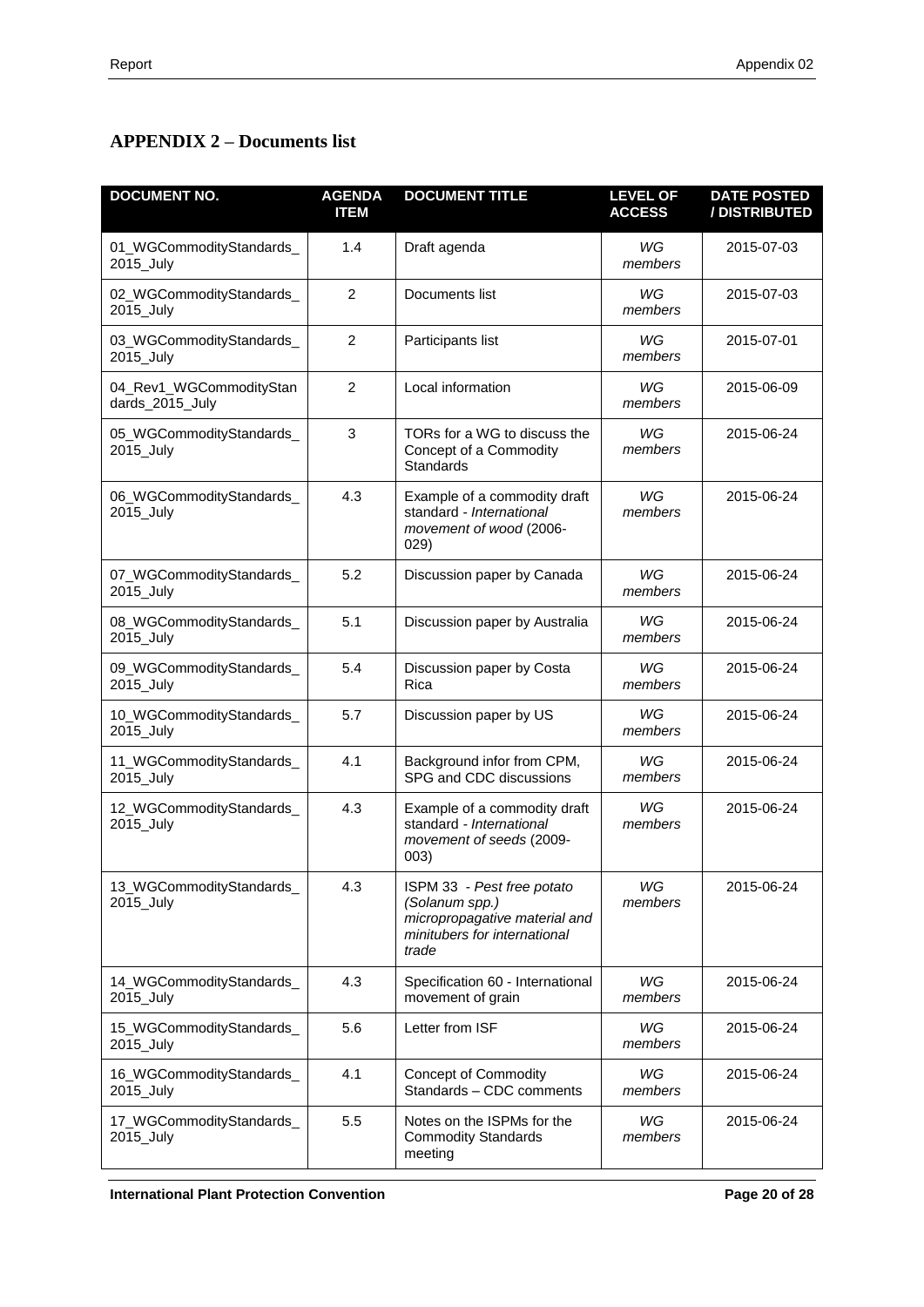## APPENDIX 2 – Documents list

| DOCUMENT NO. | AGENDA ITEM | DOCUMENT TITLE | LEVEL OF ACCESS | DATE POSTED / DISTRIBUTED |
|---|---|---|---|---|
| 01_WGCommodityStandards_2015_July | 1.4 | Draft agenda | *WG members* | 2015-07-03 |
| 02_WGCommodityStandards_2015_July | 2 | Documents list | *WG members* | 2015-07-03 |
| 03_WGCommodityStandards_2015_July | 2 | Participants list | *WG members* | 2015-07-01 |
| 04_Rev1_WGCommodityStandards_2015_July | 2 | Local information | *WG members* | 2015-06-09 |
| 05_WGCommodityStandards_2015_July | 3 | TORs for a WG to discuss the Concept of a Commodity Standards | *WG members* | 2015-06-24 |
| 06_WGCommodityStandards_2015_July | 4.3 | Example of a commodity draft standard - *International movement of wood* (2006-029) | *WG members* | 2015-06-24 |
| 07_WGCommodityStandards_2015_July | 5.2 | Discussion paper by Canada | *WG members* | 2015-06-24 |
| 08_WGCommodityStandards_2015_July | 5.1 | Discussion paper by Australia | *WG members* | 2015-06-24 |
| 09_WGCommodityStandards_2015_July | 5.4 | Discussion paper by Costa Rica | *WG members* | 2015-06-24 |
| 10_WGCommodityStandards_2015_July | 5.7 | Discussion paper by US | *WG members* | 2015-06-24 |
| 11_WGCommodityStandards_2015_July | 4.1 | Background infor from CPM, SPG and CDC discussions | *WG members* | 2015-06-24 |
| 12_WGCommodityStandards_2015_July | 4.3 | Example of a commodity draft standard - *International movement of seeds* (2009-003) | *WG members* | 2015-06-24 |
| 13_WGCommodityStandards_2015_July | 4.3 | ISPM 33 - *Pest free potato (Solanum spp.) micropropagative material and minitubers for international trade* | *WG members* | 2015-06-24 |
| 14_WGCommodityStandards_2015_July | 4.3 | Specification 60 - International movement of grain | *WG members* | 2015-06-24 |
| 15_WGCommodityStandards_2015_July | 5.6 | Letter from ISF | *WG members* | 2015-06-24 |
| 16_WGCommodityStandards_2015_July | 4.1 | Concept of Commodity Standards – CDC comments | *WG members* | 2015-06-24 |
| 17_WGCommodityStandards_2015_July | 5.5 | Notes on the ISPMs for the Commodity Standards meeting | *WG members* | 2015-06-24 |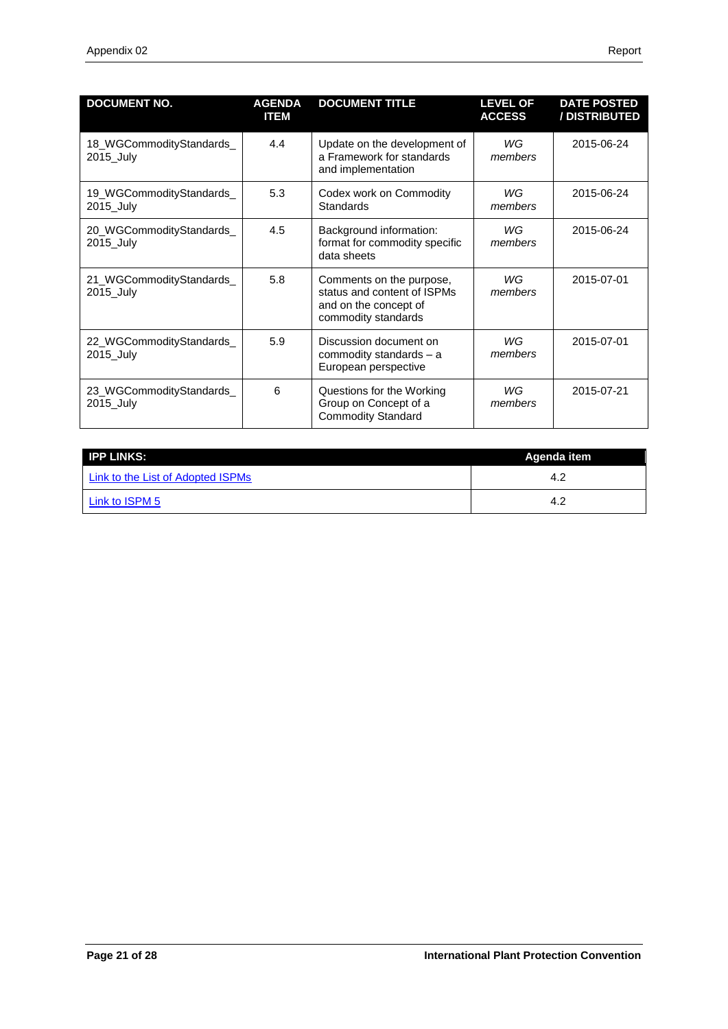| DOCUMENT NO. | AGENDA ITEM | DOCUMENT TITLE | LEVEL OF ACCESS | DATE POSTED / DISTRIBUTED |
|---|---|---|---|---|
| 18_WGCommodityStandards_2015_July | 4.4 | Update on the development of a Framework for standards and implementation | *WG members* | 2015-06-24 |
| 19_WGCommodityStandards_2015_July | 5.3 | Codex work on Commodity Standards | *WG members* | 2015-06-24 |
| 20_WGCommodityStandards_2015_July | 4.5 | Background information: format for commodity specific data sheets | *WG members* | 2015-06-24 |
| 21_WGCommodityStandards_2015_July | 5.8 | Comments on the purpose, status and content of ISPMs and on the concept of commodity standards | *WG members* | 2015-07-01 |
| 22_WGCommodityStandards_2015_July | 5.9 | Discussion document on commodity standards – a European perspective | *WG members* | 2015-07-01 |
| 23_WGCommodityStandards_2015_July | 6 | Questions for the Working Group on Concept of a Commodity Standard | *WG members* | 2015-07-21 |

| IPP LINKS: | Agenda item |
|---|---|
| Link to the List of Adopted ISPMs | 4.2 |
| Link to ISPM 5 | 4.2 |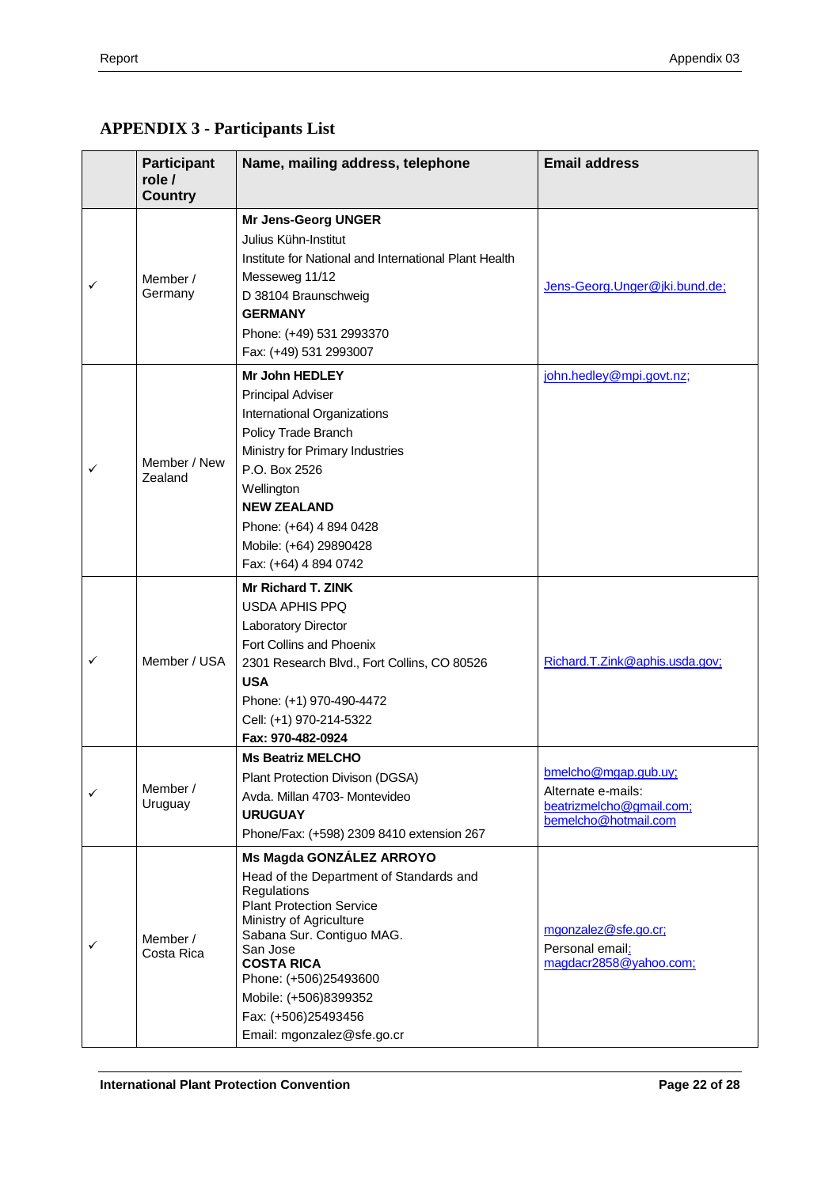## APPENDIX 3 - Participants List

| | Participant role / Country | Name, mailing address, telephone | Email address |
|---|---|---|---|
| ✓ | Member / Germany | **Mr Jens-Georg UNGER**<br>Julius Kühn-Institut<br>Institute for National and International Plant Health<br>Messeweg 11/12<br>D 38104 Braunschweig<br>**GERMANY**<br>Phone: (+49) 531 2993370<br>Fax: (+49) 531 2993007 | Jens-Georg.Unger@jki.bund.de; |
| ✓ | Member / New Zealand | **Mr John HEDLEY**<br>Principal Adviser<br>International Organizations<br>Policy Trade Branch<br>Ministry for Primary Industries<br>P.O. Box 2526<br>Wellington<br>**NEW ZEALAND**<br>Phone: (+64) 4 894 0428<br>Mobile: (+64) 29890428<br>Fax: (+64) 4 894 0742 | john.hedley@mpi.govt.nz; |
| ✓ | Member / USA | **Mr Richard T. ZINK**<br>USDA APHIS PPQ<br>Laboratory Director<br>Fort Collins and Phoenix<br>2301 Research Blvd., Fort Collins, CO 80526<br>**USA**<br>Phone: (+1) 970-490-4472<br>Cell: (+1) 970-214-5322<br>**Fax: 970-482-0924** | Richard.T.Zink@aphis.usda.gov; |
| ✓ | Member / Uruguay | **Ms Beatriz MELCHO**<br>Plant Protection Divison (DGSA)<br>Avda. Millan 4703- Montevideo<br>**URUGUAY**<br>Phone/Fax: (+598) 2309 8410 extension 267 | bmelcho@mgap.gub.uy;<br>Alternate e-mails:<br>beatrizmelcho@gmail.com;<br>bemelcho@hotmail.com |
| ✓ | Member / Costa Rica | **Ms Magda GONZÁLEZ ARROYO**<br>Head of the Department of Standards and Regulations<br>Plant Protection Service<br>Ministry of Agriculture<br>Sabana Sur. Contiguo MAG.<br>San Jose<br>**COSTA RICA**<br>Phone: (+506)25493600<br>Mobile: (+506)8399352<br>Fax: (+506)25493456<br>Email: mgonzalez@sfe.go.cr | mgonzalez@sfe.go.cr;<br>Personal email:<br>magdacr2858@yahoo.com; |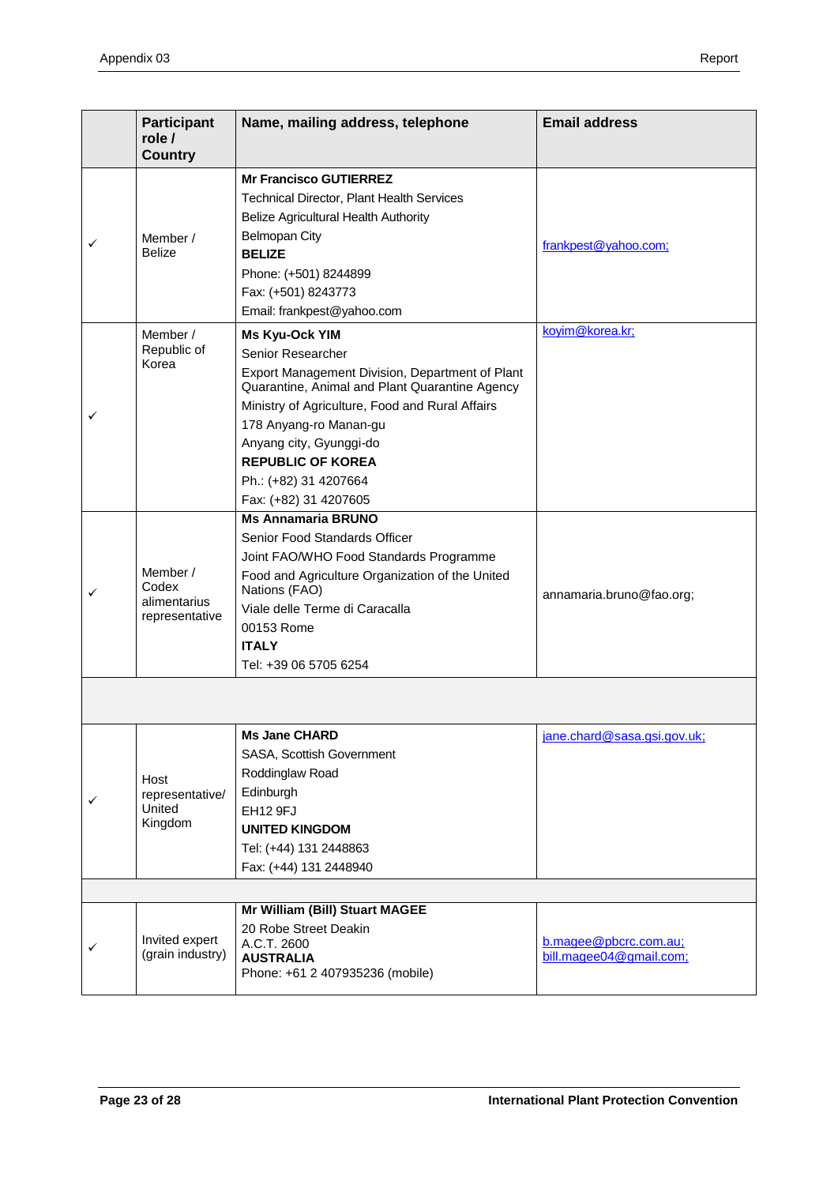| | Participant role / Country | Name, mailing address, telephone | Email address |
|---|---|---|---|
| ✓ | Member / Belize | **Mr Francisco GUTIERREZ**<br>Technical Director, Plant Health Services<br>Belize Agricultural Health Authority<br>Belmopan City<br>**BELIZE**<br>Phone: (+501) 8244899<br>Fax: (+501) 8243773<br>Email: frankpest@yahoo.com | frankpest@yahoo.com; |
| ✓ | Member / Republic of Korea | **Ms Kyu-Ock YIM**<br>Senior Researcher<br>Export Management Division, Department of Plant Quarantine, Animal and Plant Quarantine Agency<br>Ministry of Agriculture, Food and Rural Affairs<br>178 Anyang-ro Manan-gu<br>Anyang city, Gyunggi-do<br>**REPUBLIC OF KOREA**<br>Ph.: (+82) 31 4207664<br>Fax: (+82) 31 4207605 | koyim@korea.kr; |
| ✓ | Member / Codex alimentarius representative | **Ms Annamaria BRUNO**<br>Senior Food Standards Officer<br>Joint FAO/WHO Food Standards Programme<br>Food and Agriculture Organization of the United Nations (FAO)<br>Viale delle Terme di Caracalla<br>00153 Rome<br>**ITALY**<br>Tel: +39 06 5705 6254 | annamaria.bruno@fao.org; |
| | | | |
| ✓ | Host representative/ United Kingdom | **Ms Jane CHARD**<br>SASA, Scottish Government<br>Roddinglaw Road<br>Edinburgh<br>EH12 9FJ<br>**UNITED KINGDOM**<br>Tel: (+44) 131 2448863<br>Fax: (+44) 131 2448940 | jane.chard@sasa.gsi.gov.uk; |
| | | | |
| ✓ | Invited expert (grain industry) | **Mr William (Bill) Stuart MAGEE**<br>20 Robe Street Deakin<br>A.C.T. 2600<br>**AUSTRALIA**<br>Phone: +61 2 407935236 (mobile) | b.magee@pbcrc.com.au;<br>bill.magee04@gmail.com; |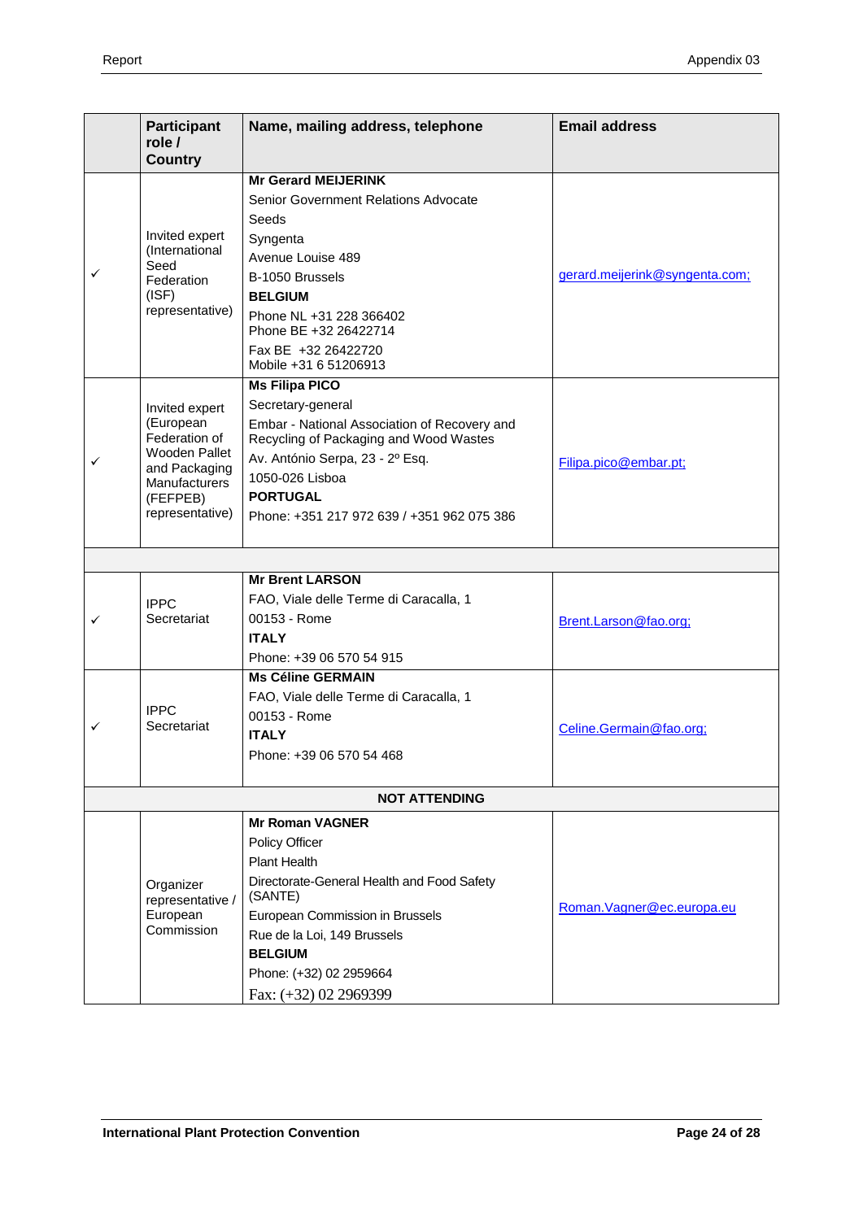| | Participant role / Country | Name, mailing address, telephone | Email address |
|---|---|---|---|
| ✓ | Invited expert (International Seed Federation (ISF) representative) | **Mr Gerard MEIJERINK**<br>Senior Government Relations Advocate<br>Seeds<br>Syngenta<br>Avenue Louise 489<br>B-1050 Brussels<br>**BELGIUM**<br>Phone NL +31 228 366402<br>Phone BE +32 26422714<br>Fax BE +32 26422720<br>Mobile +31 6 51206913 | gerard.meijerink@syngenta.com; |
| ✓ | Invited expert (European Federation of Wooden Pallet and Packaging Manufacturers (FEFPEB) representative) | **Ms Filipa PICO**<br>Secretary-general<br>Embar - National Association of Recovery and Recycling of Packaging and Wood Wastes<br>Av. António Serpa, 23 - 2º Esq.<br>1050-026 Lisboa<br>**PORTUGAL**<br>Phone: +351 217 972 639 / +351 962 075 386 | Filipa.pico@embar.pt; |
| | | | |
| ✓ | IPPC Secretariat | **Mr Brent LARSON**<br>FAO, Viale delle Terme di Caracalla, 1<br>00153 - Rome<br>**ITALY**<br>Phone: +39 06 570 54 915 | Brent.Larson@fao.org; |
| ✓ | IPPC Secretariat | **Ms Céline GERMAIN**<br>FAO, Viale delle Terme di Caracalla, 1<br>00153 - Rome<br>**ITALY**<br>Phone: +39 06 570 54 468 | Celine.Germain@fao.org; |
| | | **NOT ATTENDING** | |
| | Organizer representative / European Commission | **Mr Roman VAGNER**<br>Policy Officer<br>Plant Health<br>Directorate-General Health and Food Safety (SANTE)<br>European Commission in Brussels<br>Rue de la Loi, 149 Brussels<br>**BELGIUM**<br>Phone: (+32) 02 2959664<br>Fax: (+32) 02 2969399 | Roman.Vagner@ec.europa.eu |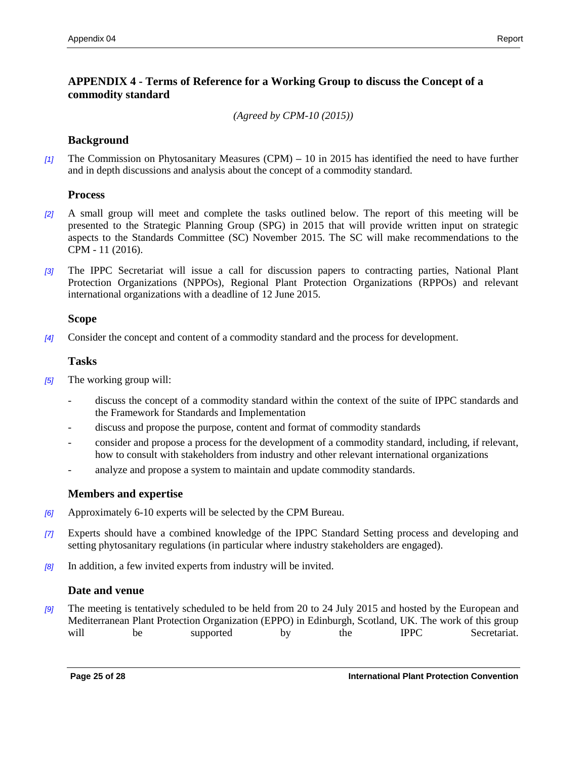## APPENDIX 4 - Terms of Reference for a Working Group to discuss the Concept of a commodity standard

*(Agreed by CPM-10 (2015))*

### Background

*[1]* The Commission on Phytosanitary Measures (CPM) – 10 in 2015 has identified the need to have further and in depth discussions and analysis about the concept of a commodity standard.

### Process

*[2]* A small group will meet and complete the tasks outlined below. The report of this meeting will be presented to the Strategic Planning Group (SPG) in 2015 that will provide written input on strategic aspects to the Standards Committee (SC) November 2015. The SC will make recommendations to the CPM - 11 (2016).

*[3]* The IPPC Secretariat will issue a call for discussion papers to contracting parties, National Plant Protection Organizations (NPPOs), Regional Plant Protection Organizations (RPPOs) and relevant international organizations with a deadline of 12 June 2015.

### Scope

*[4]* Consider the concept and content of a commodity standard and the process for development.

### Tasks

*[5]* The working group will:

- discuss the concept of a commodity standard within the context of the suite of IPPC standards and the Framework for Standards and Implementation
- discuss and propose the purpose, content and format of commodity standards
- consider and propose a process for the development of a commodity standard, including, if relevant, how to consult with stakeholders from industry and other relevant international organizations
- analyze and propose a system to maintain and update commodity standards.

### Members and expertise

*[6]* Approximately 6-10 experts will be selected by the CPM Bureau.

*[7]* Experts should have a combined knowledge of the IPPC Standard Setting process and developing and setting phytosanitary regulations (in particular where industry stakeholders are engaged).

*[8]* In addition, a few invited experts from industry will be invited.

### Date and venue

*[9]* The meeting is tentatively scheduled to be held from 20 to 24 July 2015 and hosted by the European and Mediterranean Plant Protection Organization (EPPO) in Edinburgh, Scotland, UK. The work of this group will be supported by the IPPC Secretariat.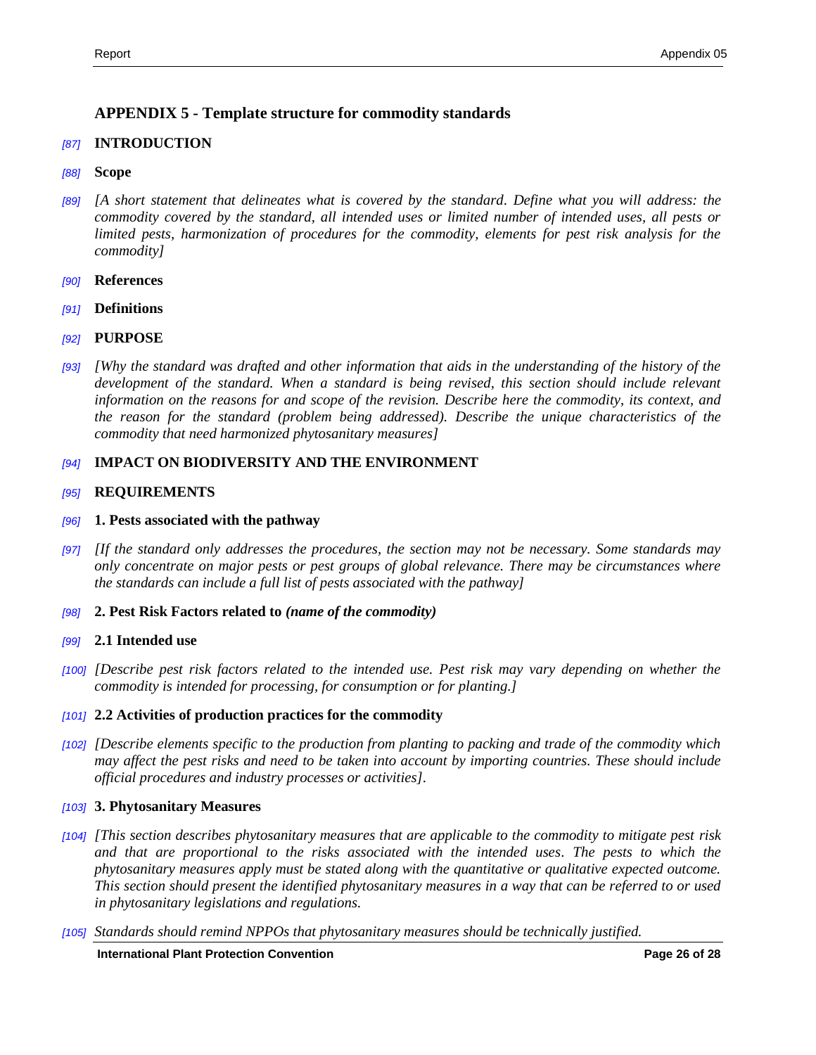# APPENDIX 5 - Template structure for commodity standards

*[87]* **INTRODUCTION**

*[88]* **Scope**

*[89]* *[A short statement that delineates what is covered by the standard. Define what you will address: the commodity covered by the standard, all intended uses or limited number of intended uses, all pests or limited pests, harmonization of procedures for the commodity, elements for pest risk analysis for the commodity]*

*[90]* **References**

*[91]* **Definitions**

*[92]* **PURPOSE**

*[93]* *[Why the standard was drafted and other information that aids in the understanding of the history of the development of the standard. When a standard is being revised, this section should include relevant information on the reasons for and scope of the revision. Describe here the commodity, its context, and the reason for the standard (problem being addressed). Describe the unique characteristics of the commodity that need harmonized phytosanitary measures]*

*[94]* **IMPACT ON BIODIVERSITY AND THE ENVIRONMENT**

*[95]* **REQUIREMENTS**

*[96]* **1. Pests associated with the pathway**

*[97]* *[If the standard only addresses the procedures, the section may not be necessary. Some standards may only concentrate on major pests or pest groups of global relevance. There may be circumstances where the standards can include a full list of pests associated with the pathway]*

*[98]* **2. Pest Risk Factors related to *(name of the commodity)***

*[99]* **2.1 Intended use**

*[100]* *[Describe pest risk factors related to the intended use. Pest risk may vary depending on whether the commodity is intended for processing, for consumption or for planting.]*

*[101]* **2.2 Activities of production practices for the commodity**

*[102]* *[Describe elements specific to the production from planting to packing and trade of the commodity which may affect the pest risks and need to be taken into account by importing countries. These should include official procedures and industry processes or activities]*.

*[103]* **3. Phytosanitary Measures**

*[104]* *[This section describes phytosanitary measures that are applicable to the commodity to mitigate pest risk and that are proportional to the risks associated with the intended uses. The pests to which the phytosanitary measures apply must be stated along with the quantitative or qualitative expected outcome. This section should present the identified phytosanitary measures in a way that can be referred to or used in phytosanitary legislations and regulations.*

*[105]* *Standards should remind NPPOs that phytosanitary measures should be technically justified.*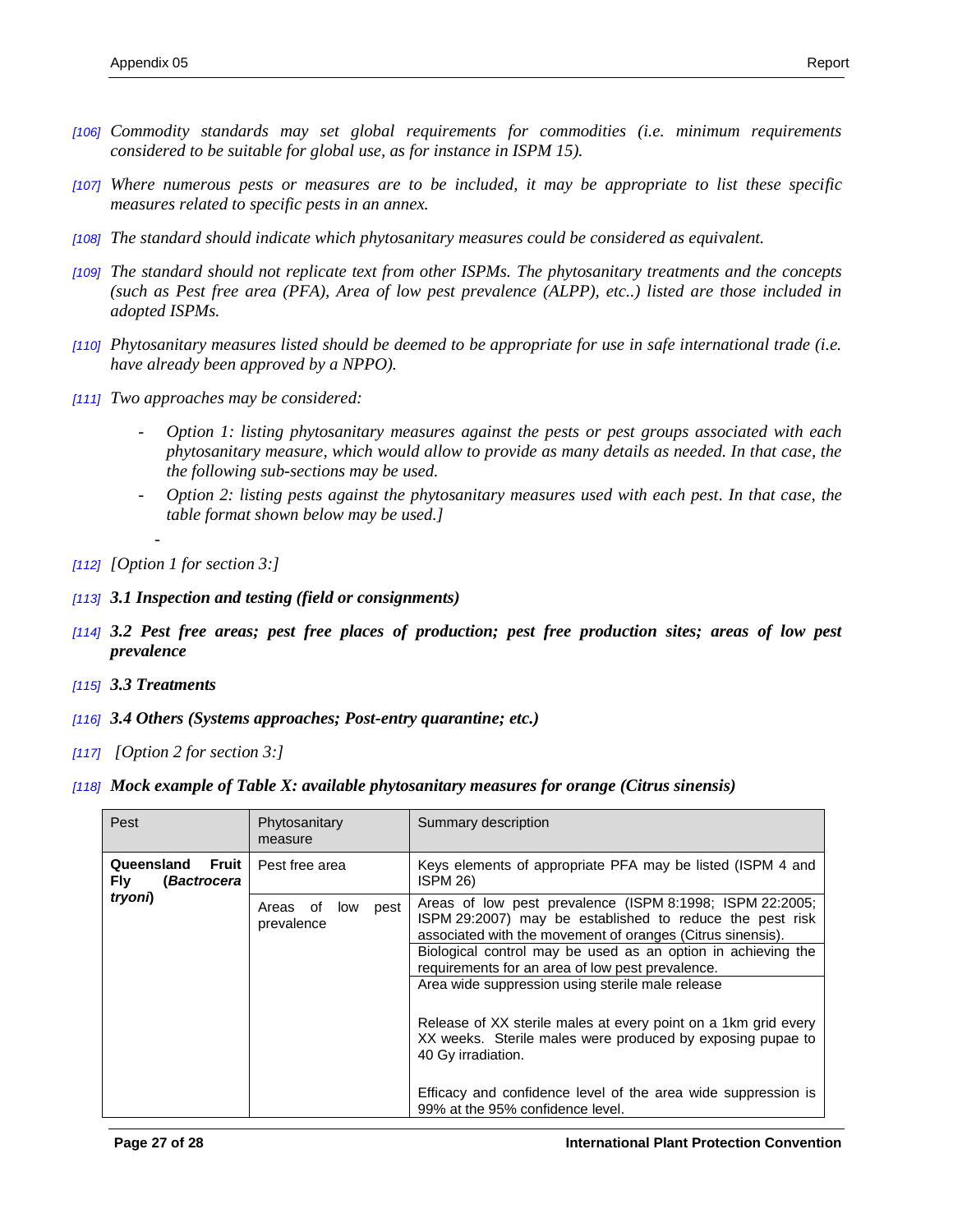*[106]* *Commodity standards may set global requirements for commodities (i.e. minimum requirements considered to be suitable for global use, as for instance in ISPM 15).*

*[107]* *Where numerous pests or measures are to be included, it may be appropriate to list these specific measures related to specific pests in an annex.*

*[108]* *The standard should indicate which phytosanitary measures could be considered as equivalent.*

*[109]* *The standard should not replicate text from other ISPMs. The phytosanitary treatments and the concepts (such as Pest free area (PFA), Area of low pest prevalence (ALPP), etc..) listed are those included in adopted ISPMs.*

*[110]* *Phytosanitary measures listed should be deemed to be appropriate for use in safe international trade (i.e. have already been approved by a NPPO).*

*[111]* *Two approaches may be considered:*

- *Option 1: listing phytosanitary measures against the pests or pest groups associated with each phytosanitary measure, which would allow to provide as many details as needed. In that case, the the following sub-sections may be used.*
- *Option 2: listing pests against the phytosanitary measures used with each pest. In that case, the table format shown below may be used.]*

*[112]* *[Option 1 for section 3:]*

*[113]* ***3.1 Inspection and testing (field or consignments)***

*[114]* ***3.2 Pest free areas; pest free places of production; pest free production sites; areas of low pest prevalence***

*[115]* ***3.3 Treatments***

*[116]* ***3.4 Others (Systems approaches; Post-entry quarantine; etc.)***

*[117]* *[Option 2 for section 3:]*

*[118]* ***Mock example of Table X: available phytosanitary measures for orange (Citrus sinensis)***

| Pest | Phytosanitary measure | Summary description |
|---|---|---|
| **Queensland Fruit Fly (*Bactrocera tryoni*)** | Pest free area | Keys elements of appropriate PFA may be listed (ISPM 4 and ISPM 26) |
| | Areas of low pest prevalence | Areas of low pest prevalence (ISPM 8:1998; ISPM 22:2005; ISPM 29:2007) may be established to reduce the pest risk associated with the movement of oranges (Citrus sinensis). |
| | | Biological control may be used as an option in achieving the requirements for an area of low pest prevalence. |
| | | Area wide suppression using sterile male release<br><br>Release of XX sterile males at every point on a 1km grid every XX weeks. Sterile males were produced by exposing pupae to 40 Gy irradiation.<br><br>Efficacy and confidence level of the area wide suppression is 99% at the 95% confidence level. |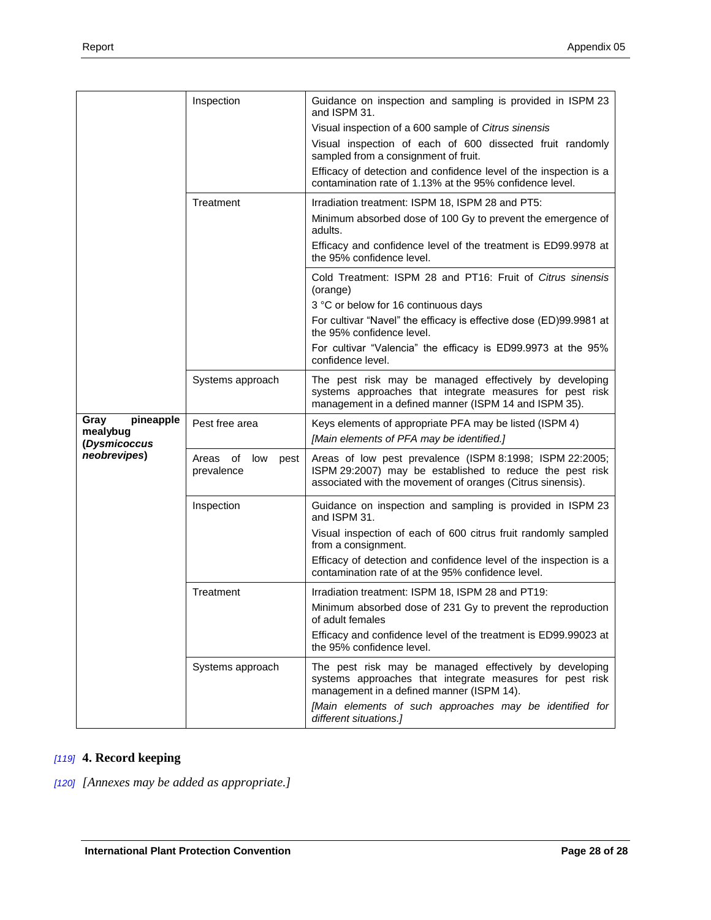| | | |
|---|---|---|
| | Inspection | Guidance on inspection and sampling is provided in ISPM 23 and ISPM 31.<br>Visual inspection of a 600 sample of *Citrus sinensis*<br>Visual inspection of each of 600 dissected fruit randomly sampled from a consignment of fruit.<br>Efficacy of detection and confidence level of the inspection is a contamination rate of 1.13% at the 95% confidence level. |
| | Treatment | Irradiation treatment: ISPM 18, ISPM 28 and PT5:<br>Minimum absorbed dose of 100 Gy to prevent the emergence of adults.<br>Efficacy and confidence level of the treatment is ED99.9978 at the 95% confidence level. |
| | | Cold Treatment: ISPM 28 and PT16: Fruit of *Citrus sinensis* (orange)<br>3 °C or below for 16 continuous days<br>For cultivar "Navel" the efficacy is effective dose (ED)99.9981 at the 95% confidence level.<br>For cultivar "Valencia" the efficacy is ED99.9973 at the 95% confidence level. |
| | Systems approach | The pest risk may be managed effectively by developing systems approaches that integrate measures for pest risk management in a defined manner (ISPM 14 and ISPM 35). |
| **Gray pineapple mealybug (*Dysmicoccus neobrevipes*)** | Pest free area | Keys elements of appropriate PFA may be listed (ISPM 4)<br>*[Main elements of PFA may be identified.]* |
| | Areas of low pest prevalence | Areas of low pest prevalence (ISPM 8:1998; ISPM 22:2005; ISPM 29:2007) may be established to reduce the pest risk associated with the movement of oranges (Citrus sinensis). |
| | Inspection | Guidance on inspection and sampling is provided in ISPM 23 and ISPM 31.<br>Visual inspection of each of 600 citrus fruit randomly sampled from a consignment.<br>Efficacy of detection and confidence level of the inspection is a contamination rate of at the 95% confidence level. |
| | Treatment | Irradiation treatment: ISPM 18, ISPM 28 and PT19:<br>Minimum absorbed dose of 231 Gy to prevent the reproduction of adult females<br>Efficacy and confidence level of the treatment is ED99.99023 at the 95% confidence level. |
| | Systems approach | The pest risk may be managed effectively by developing systems approaches that integrate measures for pest risk management in a defined manner (ISPM 14).<br>*[Main elements of such approaches may be identified for different situations.]* |

*[119]* **4. Record keeping**

*[120]* *[Annexes may be added as appropriate.]*